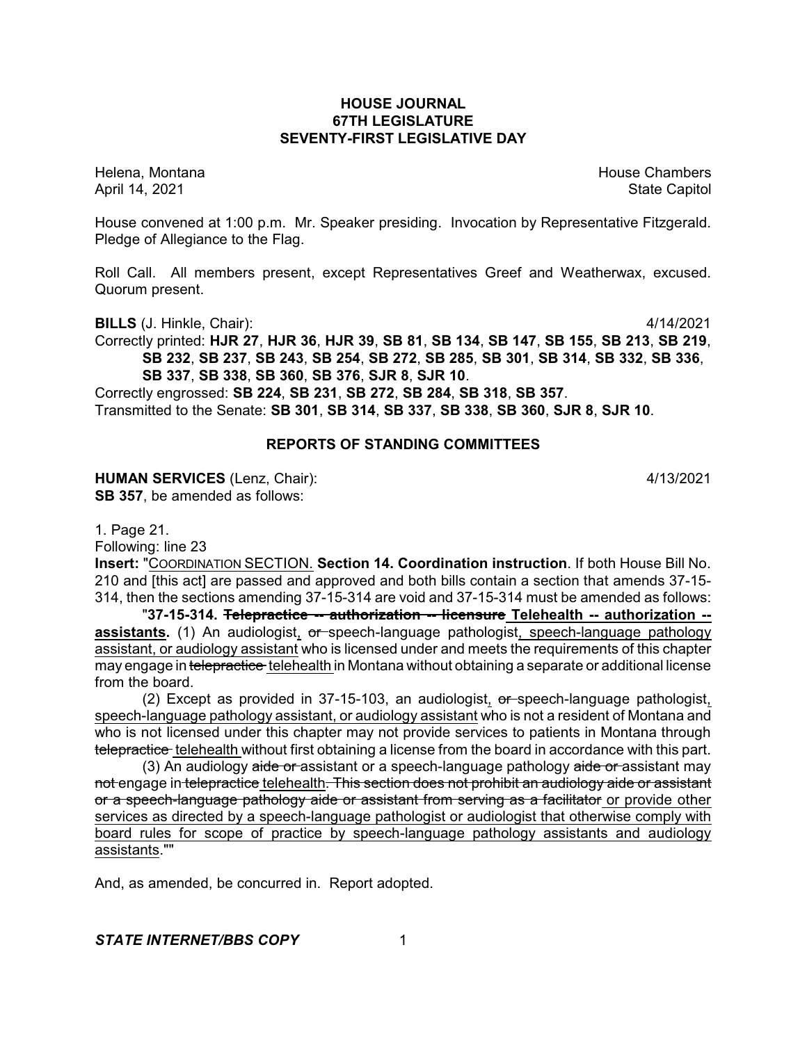# HOUSE JOURNAL
# 67TH LEGISLATURE
# SEVENTY-FIRST LEGISLATIVE DAY

Helena, Montana House Chambers
April 14, 2021 State Capitol

House convened at 1:00 p.m. Mr. Speaker presiding. Invocation by Representative Fitzgerald. Pledge of Allegiance to the Flag.

Roll Call. All members present, except Representatives Greef and Weatherwax, excused. Quorum present.

**BILLS** (J. Hinkle, Chair): 4/14/2021

Correctly printed: **HJR 27**, **HJR 36**, **HJR 39**, **SB 81**, **SB 134**, **SB 147**, **SB 155**, **SB 213**, **SB 219**, **SB 232**, **SB 237**, **SB 243**, **SB 254**, **SB 272**, **SB 285**, **SB 301**, **SB 314**, **SB 332**, **SB 336**, **SB 337**, **SB 338**, **SB 360**, **SB 376**, **SJR 8**, **SJR 10**.

Correctly engrossed: **SB 224**, **SB 231**, **SB 272**, **SB 284**, **SB 318**, **SB 357**.

Transmitted to the Senate: **SB 301**, **SB 314**, **SB 337**, **SB 338**, **SB 360**, **SJR 8**, **SJR 10**.

## REPORTS OF STANDING COMMITTEES

**HUMAN SERVICES** (Lenz, Chair): 4/13/2021

**SB 357**, be amended as follows:

1. Page 21.

Following: line 23

**Insert:** "COORDINATION SECTION. **Section 14. Coordination instruction**. If both House Bill No. 210 and [this act] are passed and approved and both bills contain a section that amends 37-15-314, then the sections amending 37-15-314 are void and 37-15-314 must be amended as follows:

"**37-15-314. ~~Telepractice -- authorization -- licensure~~ Telehealth -- authorization -- assistants.** (1) An audiologist, ~~or~~ speech-language pathologist, speech-language pathology assistant, or audiology assistant who is licensed under and meets the requirements of this chapter may engage in ~~telepractice~~ telehealth in Montana without obtaining a separate or additional license from the board.

(2) Except as provided in 37-15-103, an audiologist, ~~or~~ speech-language pathologist, speech-language pathology assistant, or audiology assistant who is not a resident of Montana and who is not licensed under this chapter may not provide services to patients in Montana through ~~telepractice~~ telehealth without first obtaining a license from the board in accordance with this part.

(3) An audiology ~~aide or~~ assistant or a speech-language pathology ~~aide or~~ assistant may ~~not~~ engage in ~~telepractice~~ telehealth~~. This section does not prohibit an audiology aide or assistant or a speech-language pathology aide or assistant from serving as a facilitator~~ or provide other services as directed by a speech-language pathologist or audiologist that otherwise comply with board rules for scope of practice by speech-language pathology assistants and audiology assistants.""

And, as amended, be concurred in. Report adopted.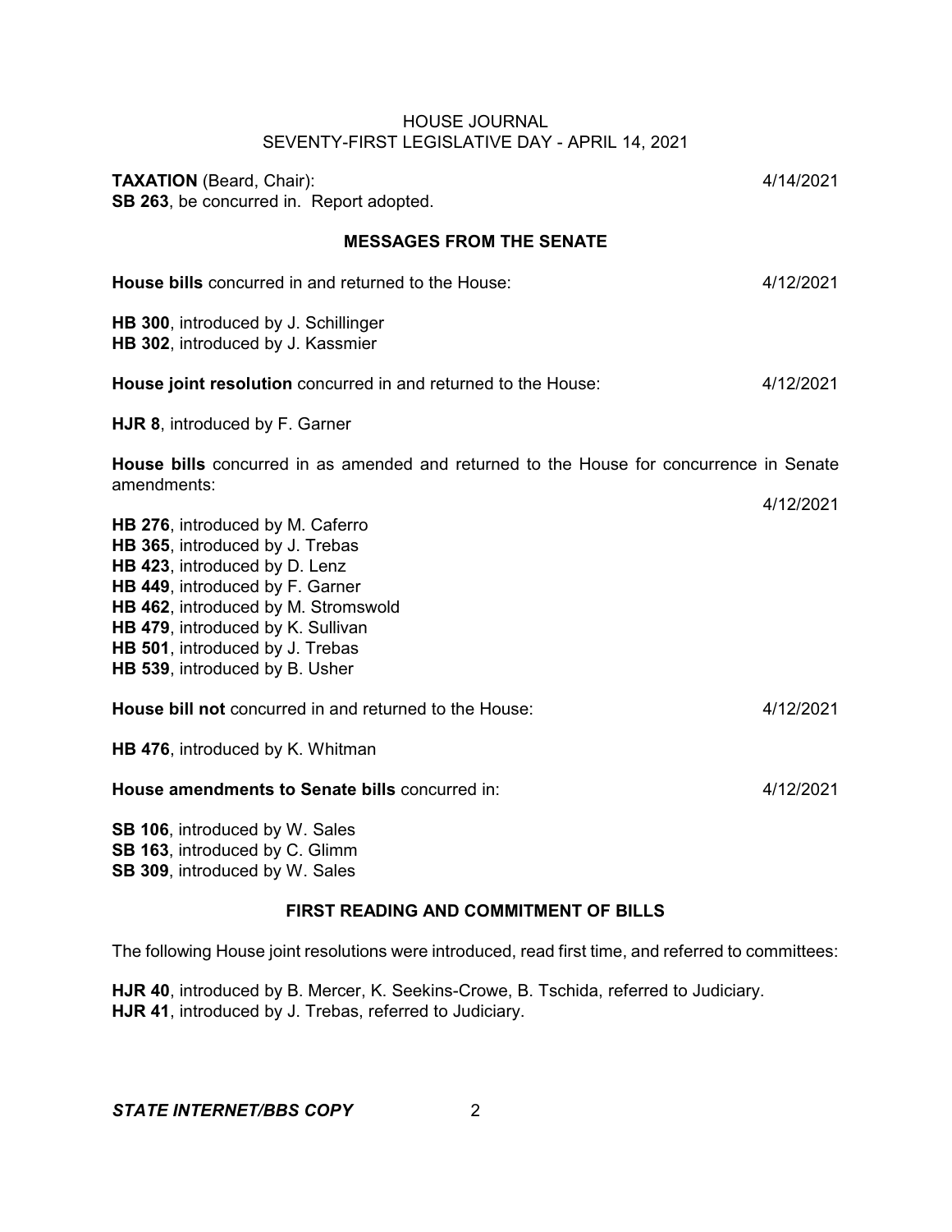**TAXATION** (Beard, Chair): 4/14/2021
**SB 263**, be concurred in. Report adopted.

## MESSAGES FROM THE SENATE

**House bills** concurred in and returned to the House: 4/12/2021

**HB 300**, introduced by J. Schillinger
**HB 302**, introduced by J. Kassmier

**House joint resolution** concurred in and returned to the House: 4/12/2021

**HJR 8**, introduced by F. Garner

**House bills** concurred in as amended and returned to the House for concurrence in Senate amendments:
4/12/2021

**HB 276**, introduced by M. Caferro
**HB 365**, introduced by J. Trebas
**HB 423**, introduced by D. Lenz
**HB 449**, introduced by F. Garner
**HB 462**, introduced by M. Stromswold
**HB 479**, introduced by K. Sullivan
**HB 501**, introduced by J. Trebas
**HB 539**, introduced by B. Usher

**House bill not** concurred in and returned to the House: 4/12/2021

**HB 476**, introduced by K. Whitman

**House amendments to Senate bills** concurred in: 4/12/2021

**SB 106**, introduced by W. Sales
**SB 163**, introduced by C. Glimm
**SB 309**, introduced by W. Sales

## FIRST READING AND COMMITMENT OF BILLS

The following House joint resolutions were introduced, read first time, and referred to committees:

**HJR 40**, introduced by B. Mercer, K. Seekins-Crowe, B. Tschida, referred to Judiciary.
**HJR 41**, introduced by J. Trebas, referred to Judiciary.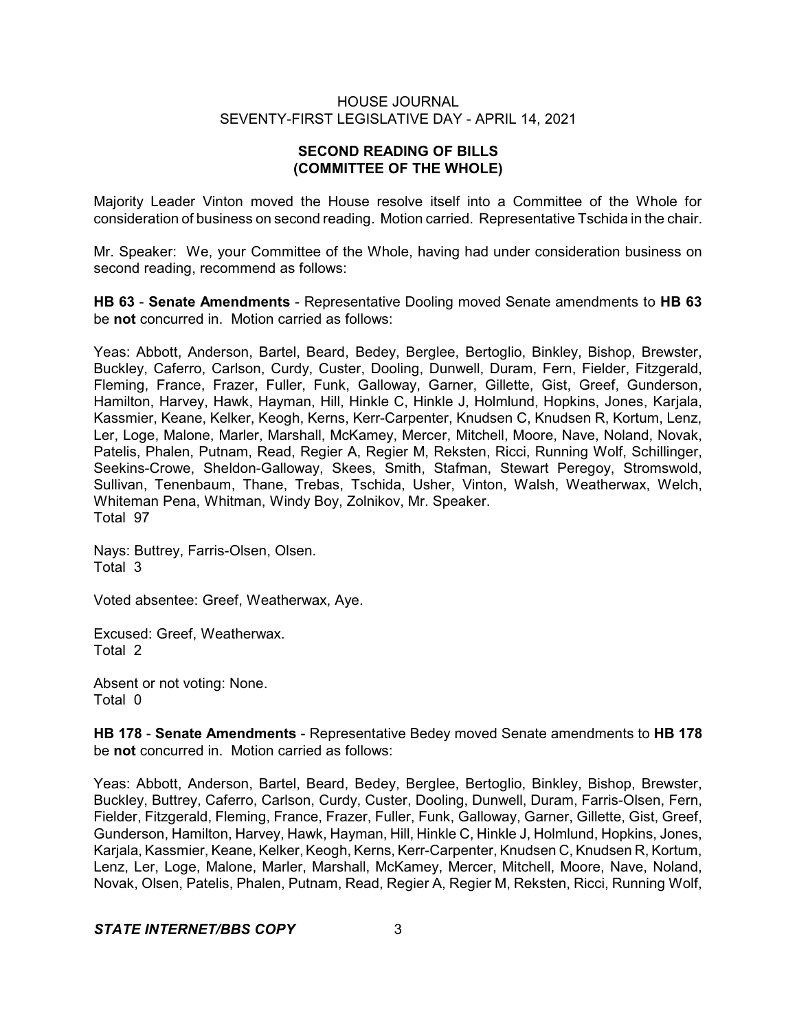## SECOND READING OF BILLS (COMMITTEE OF THE WHOLE)

Majority Leader Vinton moved the House resolve itself into a Committee of the Whole for consideration of business on second reading. Motion carried. Representative Tschida in the chair.

Mr. Speaker: We, your Committee of the Whole, having had under consideration business on second reading, recommend as follows:

**HB 63** - **Senate Amendments** - Representative Dooling moved Senate amendments to **HB 63** be **not** concurred in. Motion carried as follows:

Yeas: Abbott, Anderson, Bartel, Beard, Bedey, Berglee, Bertoglio, Binkley, Bishop, Brewster, Buckley, Caferro, Carlson, Curdy, Custer, Dooling, Dunwell, Duram, Fern, Fielder, Fitzgerald, Fleming, France, Frazer, Fuller, Funk, Galloway, Garner, Gillette, Gist, Greef, Gunderson, Hamilton, Harvey, Hawk, Hayman, Hill, Hinkle C, Hinkle J, Holmlund, Hopkins, Jones, Karjala, Kassmier, Keane, Kelker, Keogh, Kerns, Kerr-Carpenter, Knudsen C, Knudsen R, Kortum, Lenz, Ler, Loge, Malone, Marler, Marshall, McKamey, Mercer, Mitchell, Moore, Nave, Noland, Novak, Patelis, Phalen, Putnam, Read, Regier A, Regier M, Reksten, Ricci, Running Wolf, Schillinger, Seekins-Crowe, Sheldon-Galloway, Skees, Smith, Stafman, Stewart Peregoy, Stromswold, Sullivan, Tenenbaum, Thane, Trebas, Tschida, Usher, Vinton, Walsh, Weatherwax, Welch, Whiteman Pena, Whitman, Windy Boy, Zolnikov, Mr. Speaker.
Total 97

Nays: Buttrey, Farris-Olsen, Olsen.
Total 3

Voted absentee: Greef, Weatherwax, Aye.

Excused: Greef, Weatherwax.
Total 2

Absent or not voting: None.
Total 0

**HB 178** - **Senate Amendments** - Representative Bedey moved Senate amendments to **HB 178** be **not** concurred in. Motion carried as follows:

Yeas: Abbott, Anderson, Bartel, Beard, Bedey, Berglee, Bertoglio, Binkley, Bishop, Brewster, Buckley, Buttrey, Caferro, Carlson, Curdy, Custer, Dooling, Dunwell, Duram, Farris-Olsen, Fern, Fielder, Fitzgerald, Fleming, France, Frazer, Fuller, Funk, Galloway, Garner, Gillette, Gist, Greef, Gunderson, Hamilton, Harvey, Hawk, Hayman, Hill, Hinkle C, Hinkle J, Holmlund, Hopkins, Jones, Karjala, Kassmier, Keane, Kelker, Keogh, Kerns, Kerr-Carpenter, Knudsen C, Knudsen R, Kortum, Lenz, Ler, Loge, Malone, Marler, Marshall, McKamey, Mercer, Mitchell, Moore, Nave, Noland, Novak, Olsen, Patelis, Phalen, Putnam, Read, Regier A, Regier M, Reksten, Ricci, Running Wolf,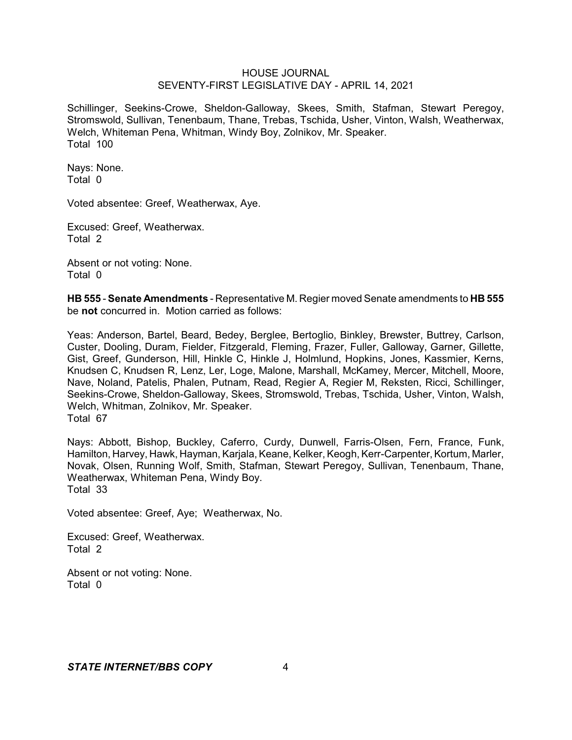Schillinger, Seekins-Crowe, Sheldon-Galloway, Skees, Smith, Stafman, Stewart Peregoy, Stromswold, Sullivan, Tenenbaum, Thane, Trebas, Tschida, Usher, Vinton, Walsh, Weatherwax, Welch, Whiteman Pena, Whitman, Windy Boy, Zolnikov, Mr. Speaker.
Total 100

Nays: None.
Total 0

Voted absentee: Greef, Weatherwax, Aye.

Excused: Greef, Weatherwax.
Total 2

Absent or not voting: None.
Total 0

**HB 555** - **Senate Amendments** - Representative M. Regier moved Senate amendments to **HB 555** be **not** concurred in. Motion carried as follows:

Yeas: Anderson, Bartel, Beard, Bedey, Berglee, Bertoglio, Binkley, Brewster, Buttrey, Carlson, Custer, Dooling, Duram, Fielder, Fitzgerald, Fleming, Frazer, Fuller, Galloway, Garner, Gillette, Gist, Greef, Gunderson, Hill, Hinkle C, Hinkle J, Holmlund, Hopkins, Jones, Kassmier, Kerns, Knudsen C, Knudsen R, Lenz, Ler, Loge, Malone, Marshall, McKamey, Mercer, Mitchell, Moore, Nave, Noland, Patelis, Phalen, Putnam, Read, Regier A, Regier M, Reksten, Ricci, Schillinger, Seekins-Crowe, Sheldon-Galloway, Skees, Stromswold, Trebas, Tschida, Usher, Vinton, Walsh, Welch, Whitman, Zolnikov, Mr. Speaker.
Total 67

Nays: Abbott, Bishop, Buckley, Caferro, Curdy, Dunwell, Farris-Olsen, Fern, France, Funk, Hamilton, Harvey, Hawk, Hayman, Karjala, Keane, Kelker, Keogh, Kerr-Carpenter, Kortum, Marler, Novak, Olsen, Running Wolf, Smith, Stafman, Stewart Peregoy, Sullivan, Tenenbaum, Thane, Weatherwax, Whiteman Pena, Windy Boy.
Total 33

Voted absentee: Greef, Aye; Weatherwax, No.

Excused: Greef, Weatherwax.
Total 2

Absent or not voting: None.
Total 0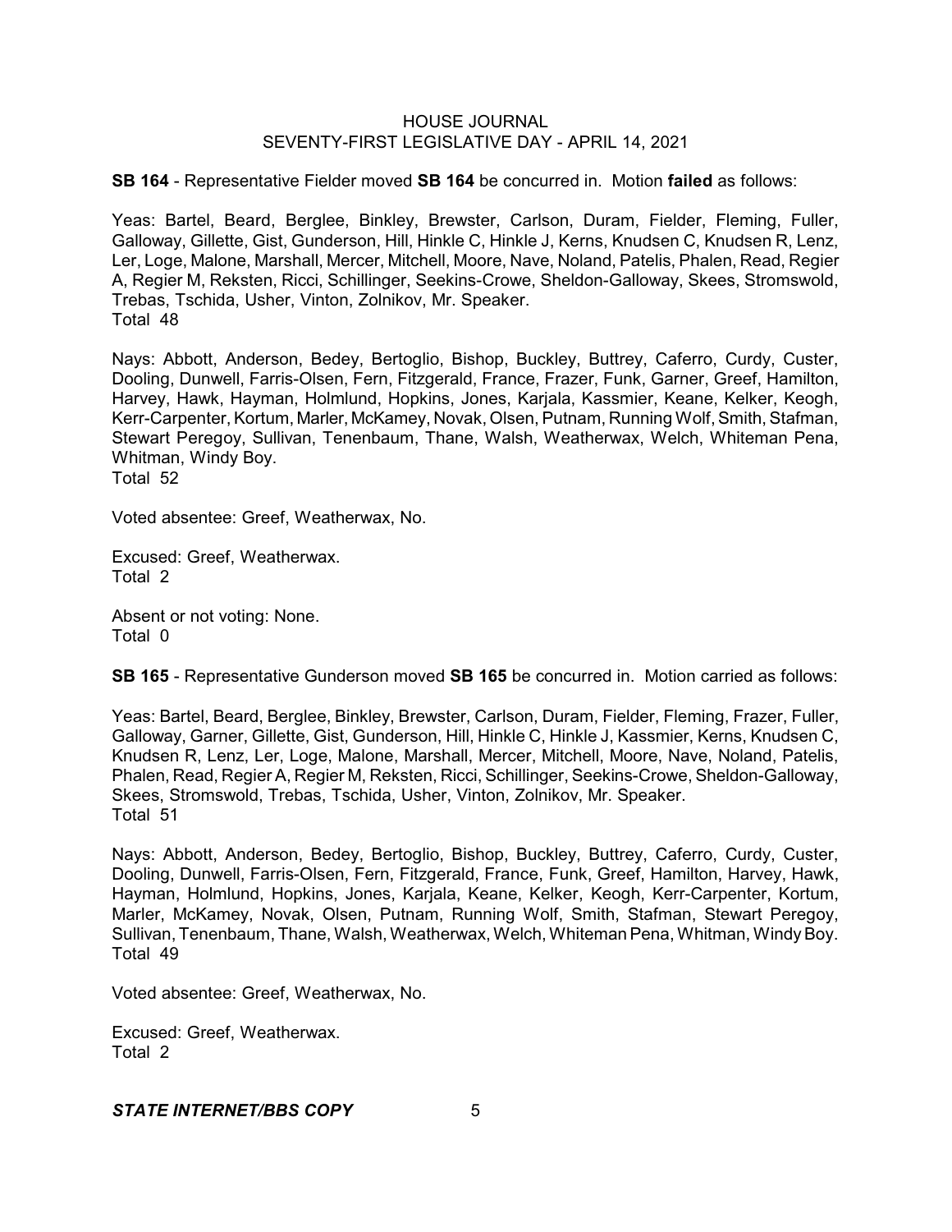**SB 164** - Representative Fielder moved **SB 164** be concurred in. Motion **failed** as follows:

Yeas: Bartel, Beard, Berglee, Binkley, Brewster, Carlson, Duram, Fielder, Fleming, Fuller, Galloway, Gillette, Gist, Gunderson, Hill, Hinkle C, Hinkle J, Kerns, Knudsen C, Knudsen R, Lenz, Ler, Loge, Malone, Marshall, Mercer, Mitchell, Moore, Nave, Noland, Patelis, Phalen, Read, Regier A, Regier M, Reksten, Ricci, Schillinger, Seekins-Crowe, Sheldon-Galloway, Skees, Stromswold, Trebas, Tschida, Usher, Vinton, Zolnikov, Mr. Speaker.
Total 48

Nays: Abbott, Anderson, Bedey, Bertoglio, Bishop, Buckley, Buttrey, Caferro, Curdy, Custer, Dooling, Dunwell, Farris-Olsen, Fern, Fitzgerald, France, Frazer, Funk, Garner, Greef, Hamilton, Harvey, Hawk, Hayman, Holmlund, Hopkins, Jones, Karjala, Kassmier, Keane, Kelker, Keogh, Kerr-Carpenter, Kortum, Marler, McKamey, Novak, Olsen, Putnam, Running Wolf, Smith, Stafman, Stewart Peregoy, Sullivan, Tenenbaum, Thane, Walsh, Weatherwax, Welch, Whiteman Pena, Whitman, Windy Boy.
Total 52

Voted absentee: Greef, Weatherwax, No.

Excused: Greef, Weatherwax.
Total 2

Absent or not voting: None.
Total 0

**SB 165** - Representative Gunderson moved **SB 165** be concurred in. Motion carried as follows:

Yeas: Bartel, Beard, Berglee, Binkley, Brewster, Carlson, Duram, Fielder, Fleming, Frazer, Fuller, Galloway, Garner, Gillette, Gist, Gunderson, Hill, Hinkle C, Hinkle J, Kassmier, Kerns, Knudsen C, Knudsen R, Lenz, Ler, Loge, Malone, Marshall, Mercer, Mitchell, Moore, Nave, Noland, Patelis, Phalen, Read, Regier A, Regier M, Reksten, Ricci, Schillinger, Seekins-Crowe, Sheldon-Galloway, Skees, Stromswold, Trebas, Tschida, Usher, Vinton, Zolnikov, Mr. Speaker.
Total 51

Nays: Abbott, Anderson, Bedey, Bertoglio, Bishop, Buckley, Buttrey, Caferro, Curdy, Custer, Dooling, Dunwell, Farris-Olsen, Fern, Fitzgerald, France, Funk, Greef, Hamilton, Harvey, Hawk, Hayman, Holmlund, Hopkins, Jones, Karjala, Keane, Kelker, Keogh, Kerr-Carpenter, Kortum, Marler, McKamey, Novak, Olsen, Putnam, Running Wolf, Smith, Stafman, Stewart Peregoy, Sullivan, Tenenbaum, Thane, Walsh, Weatherwax, Welch, Whiteman Pena, Whitman, Windy Boy.
Total 49

Voted absentee: Greef, Weatherwax, No.

Excused: Greef, Weatherwax.
Total 2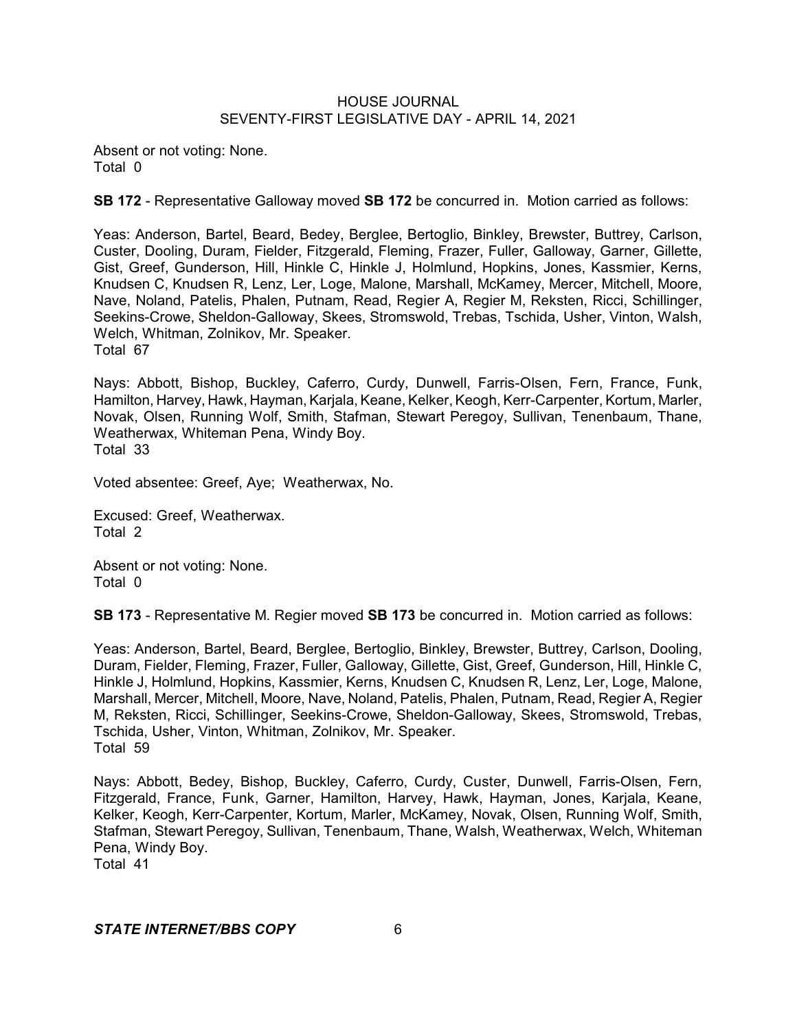Absent or not voting: None.
Total 0

**SB 172** - Representative Galloway moved **SB 172** be concurred in. Motion carried as follows:

Yeas: Anderson, Bartel, Beard, Bedey, Berglee, Bertoglio, Binkley, Brewster, Buttrey, Carlson, Custer, Dooling, Duram, Fielder, Fitzgerald, Fleming, Frazer, Fuller, Galloway, Garner, Gillette, Gist, Greef, Gunderson, Hill, Hinkle C, Hinkle J, Holmlund, Hopkins, Jones, Kassmier, Kerns, Knudsen C, Knudsen R, Lenz, Ler, Loge, Malone, Marshall, McKamey, Mercer, Mitchell, Moore, Nave, Noland, Patelis, Phalen, Putnam, Read, Regier A, Regier M, Reksten, Ricci, Schillinger, Seekins-Crowe, Sheldon-Galloway, Skees, Stromswold, Trebas, Tschida, Usher, Vinton, Walsh, Welch, Whitman, Zolnikov, Mr. Speaker.
Total 67

Nays: Abbott, Bishop, Buckley, Caferro, Curdy, Dunwell, Farris-Olsen, Fern, France, Funk, Hamilton, Harvey, Hawk, Hayman, Karjala, Keane, Kelker, Keogh, Kerr-Carpenter, Kortum, Marler, Novak, Olsen, Running Wolf, Smith, Stafman, Stewart Peregoy, Sullivan, Tenenbaum, Thane, Weatherwax, Whiteman Pena, Windy Boy.
Total 33

Voted absentee: Greef, Aye; Weatherwax, No.

Excused: Greef, Weatherwax.
Total 2

Absent or not voting: None.
Total 0

**SB 173** - Representative M. Regier moved **SB 173** be concurred in. Motion carried as follows:

Yeas: Anderson, Bartel, Beard, Berglee, Bertoglio, Binkley, Brewster, Buttrey, Carlson, Dooling, Duram, Fielder, Fleming, Frazer, Fuller, Galloway, Gillette, Gist, Greef, Gunderson, Hill, Hinkle C, Hinkle J, Holmlund, Hopkins, Kassmier, Kerns, Knudsen C, Knudsen R, Lenz, Ler, Loge, Malone, Marshall, Mercer, Mitchell, Moore, Nave, Noland, Patelis, Phalen, Putnam, Read, Regier A, Regier M, Reksten, Ricci, Schillinger, Seekins-Crowe, Sheldon-Galloway, Skees, Stromswold, Trebas, Tschida, Usher, Vinton, Whitman, Zolnikov, Mr. Speaker.
Total 59

Nays: Abbott, Bedey, Bishop, Buckley, Caferro, Curdy, Custer, Dunwell, Farris-Olsen, Fern, Fitzgerald, France, Funk, Garner, Hamilton, Harvey, Hawk, Hayman, Jones, Karjala, Keane, Kelker, Keogh, Kerr-Carpenter, Kortum, Marler, McKamey, Novak, Olsen, Running Wolf, Smith, Stafman, Stewart Peregoy, Sullivan, Tenenbaum, Thane, Walsh, Weatherwax, Welch, Whiteman Pena, Windy Boy.
Total 41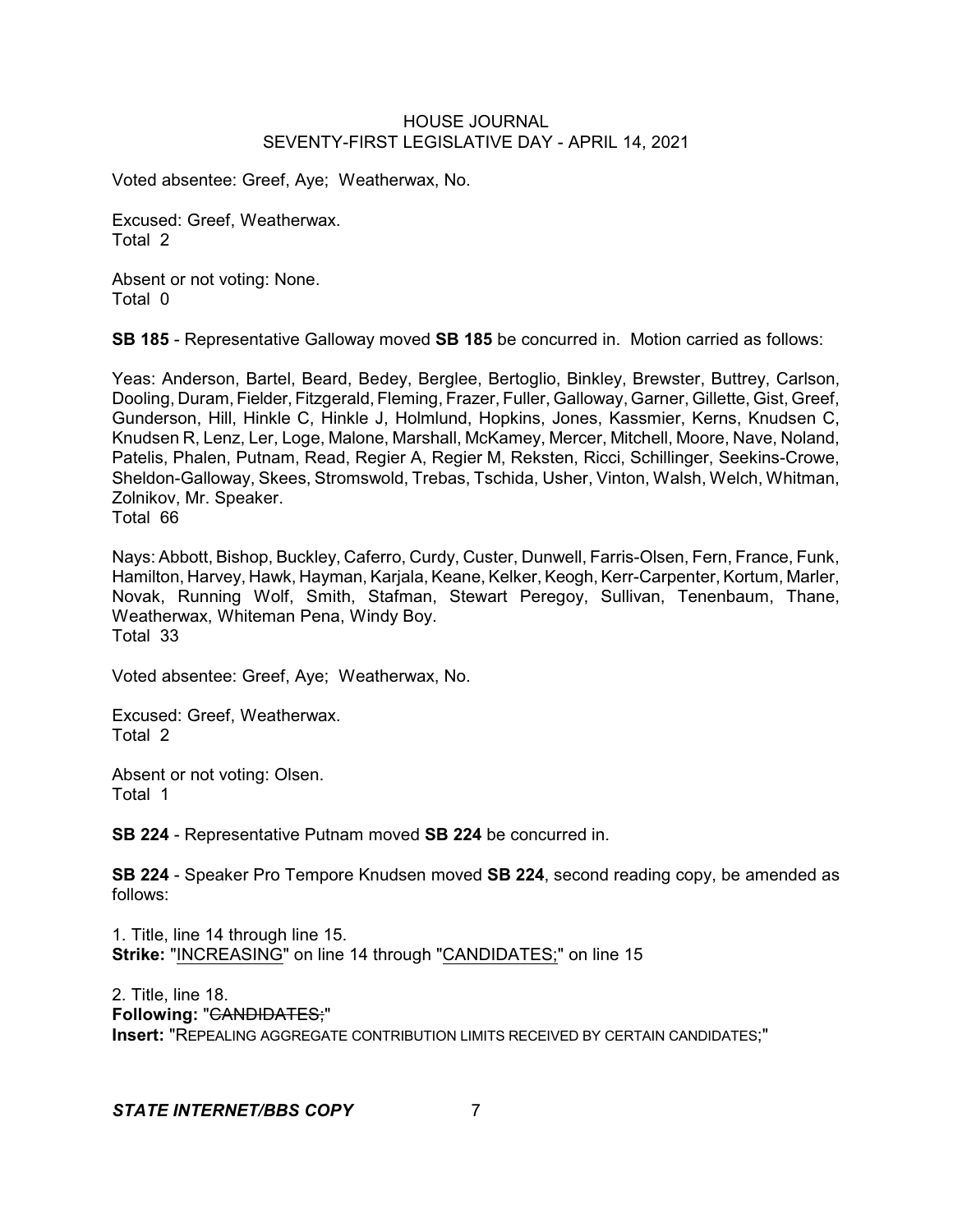Voted absentee: Greef, Aye; Weatherwax, No.

Excused: Greef, Weatherwax.
Total 2

Absent or not voting: None.
Total 0

**SB 185** - Representative Galloway moved **SB 185** be concurred in. Motion carried as follows:

Yeas: Anderson, Bartel, Beard, Bedey, Berglee, Bertoglio, Binkley, Brewster, Buttrey, Carlson, Dooling, Duram, Fielder, Fitzgerald, Fleming, Frazer, Fuller, Galloway, Garner, Gillette, Gist, Greef, Gunderson, Hill, Hinkle C, Hinkle J, Holmlund, Hopkins, Jones, Kassmier, Kerns, Knudsen C, Knudsen R, Lenz, Ler, Loge, Malone, Marshall, McKamey, Mercer, Mitchell, Moore, Nave, Noland, Patelis, Phalen, Putnam, Read, Regier A, Regier M, Reksten, Ricci, Schillinger, Seekins-Crowe, Sheldon-Galloway, Skees, Stromswold, Trebas, Tschida, Usher, Vinton, Walsh, Welch, Whitman, Zolnikov, Mr. Speaker.
Total 66

Nays: Abbott, Bishop, Buckley, Caferro, Curdy, Custer, Dunwell, Farris-Olsen, Fern, France, Funk, Hamilton, Harvey, Hawk, Hayman, Karjala, Keane, Kelker, Keogh, Kerr-Carpenter, Kortum, Marler, Novak, Running Wolf, Smith, Stafman, Stewart Peregoy, Sullivan, Tenenbaum, Thane, Weatherwax, Whiteman Pena, Windy Boy.
Total 33

Voted absentee: Greef, Aye; Weatherwax, No.

Excused: Greef, Weatherwax.
Total 2

Absent or not voting: Olsen.
Total 1

**SB 224** - Representative Putnam moved **SB 224** be concurred in.

**SB 224** - Speaker Pro Tempore Knudsen moved **SB 224**, second reading copy, be amended as follows:

1. Title, line 14 through line 15.
**Strike:** "INCREASING" on line 14 through "CANDIDATES;" on line 15

2. Title, line 18.
**Following:** "~~CANDIDATES;~~"
**Insert:** "REPEALING AGGREGATE CONTRIBUTION LIMITS RECEIVED BY CERTAIN CANDIDATES;"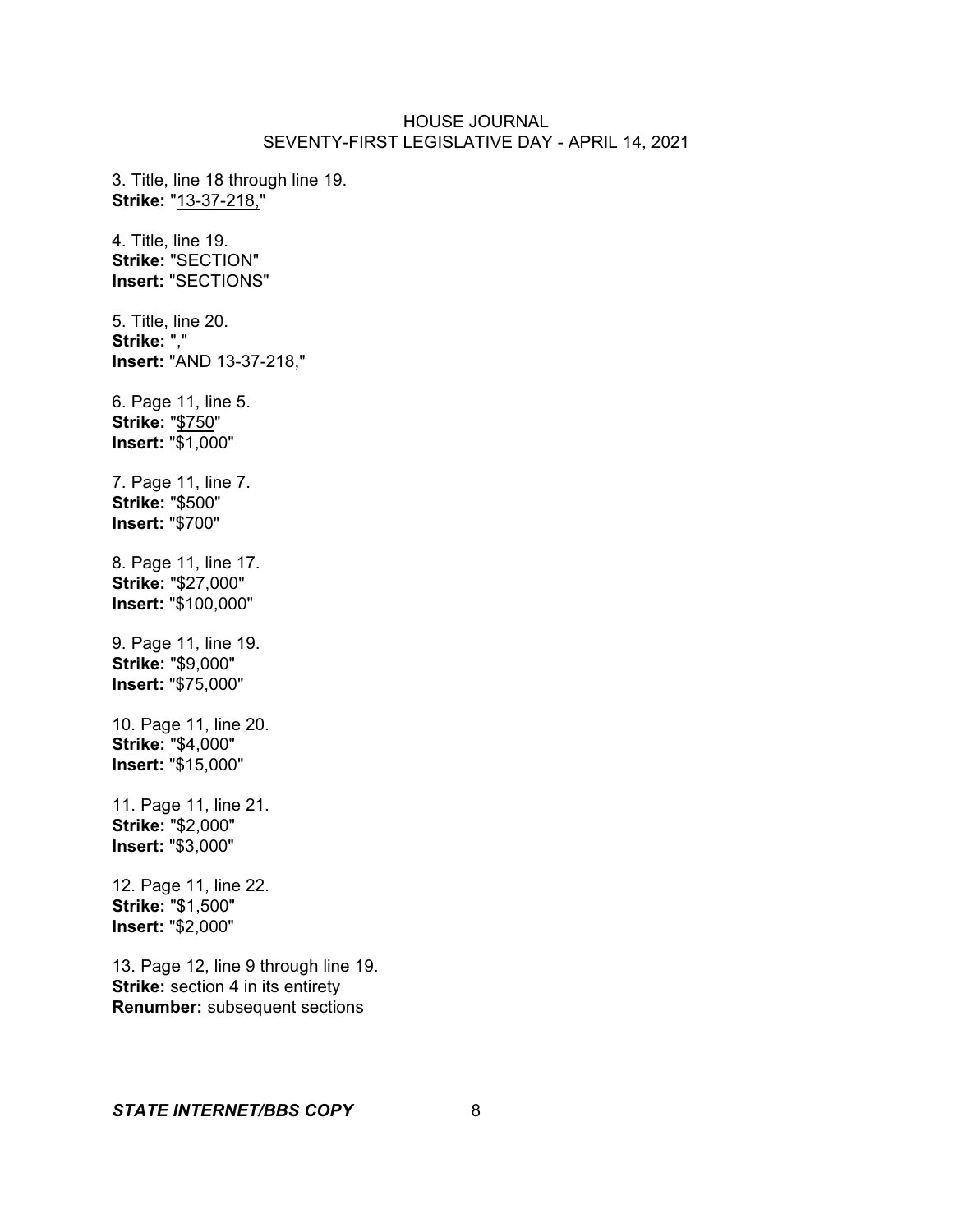3. Title, line 18 through line 19.
**Strike:** "<u>13-37-218,</u>"

4. Title, line 19.
**Strike:** "SECTION"
**Insert:** "SECTIONS"

5. Title, line 20.
**Strike:** ","
**Insert:** "AND 13-37-218,"

6. Page 11, line 5.
**Strike:** "<u>$750</u>"
**Insert:** "$1,000"

7. Page 11, line 7.
**Strike:** "$500"
**Insert:** "$700"

8. Page 11, line 17.
**Strike:** "$27,000"
**Insert:** "$100,000"

9. Page 11, line 19.
**Strike:** "$9,000"
**Insert:** "$75,000"

10. Page 11, line 20.
**Strike:** "$4,000"
**Insert:** "$15,000"

11. Page 11, line 21.
**Strike:** "$2,000"
**Insert:** "$3,000"

12. Page 11, line 22.
**Strike:** "$1,500"
**Insert:** "$2,000"

13. Page 12, line 9 through line 19.
**Strike:** section 4 in its entirety
**Renumber:** subsequent sections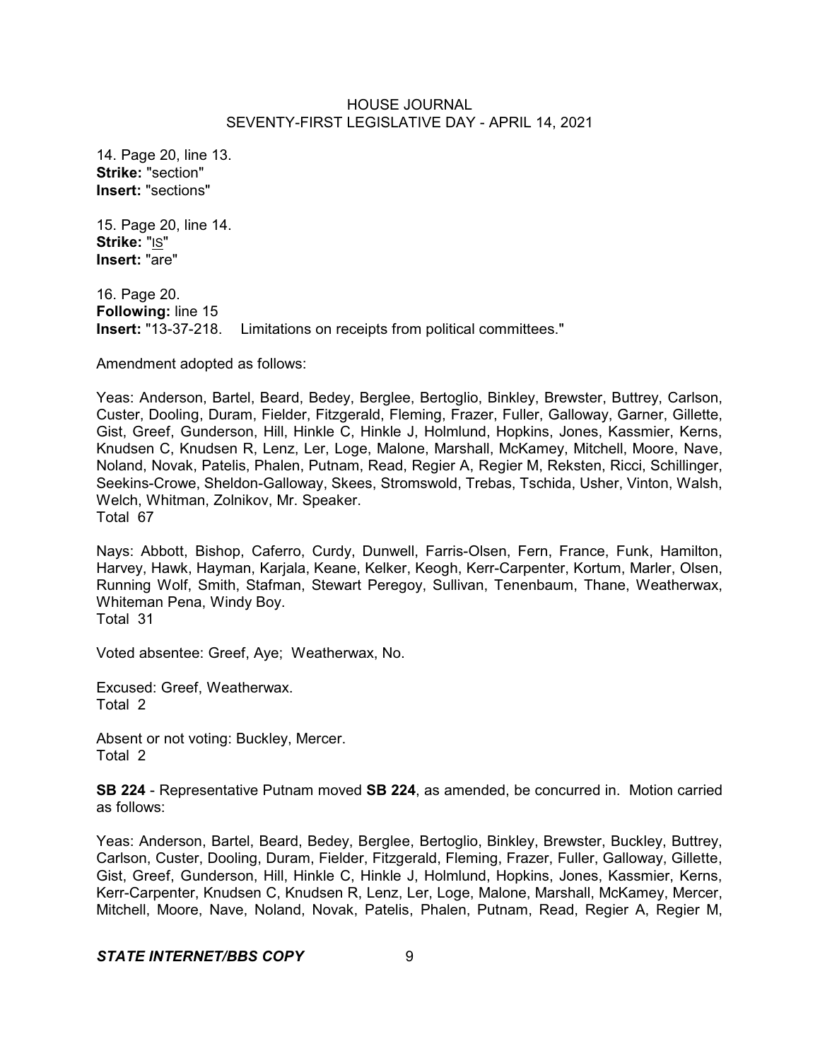14. Page 20, line 13.
**Strike:** "section"
**Insert:** "sections"

15. Page 20, line 14.
**Strike:** "IS"
**Insert:** "are"

16. Page 20.
**Following:** line 15
**Insert:** "13-37-218. Limitations on receipts from political committees."

Amendment adopted as follows:

Yeas: Anderson, Bartel, Beard, Bedey, Berglee, Bertoglio, Binkley, Brewster, Buttrey, Carlson, Custer, Dooling, Duram, Fielder, Fitzgerald, Fleming, Frazer, Fuller, Galloway, Garner, Gillette, Gist, Greef, Gunderson, Hill, Hinkle C, Hinkle J, Holmlund, Hopkins, Jones, Kassmier, Kerns, Knudsen C, Knudsen R, Lenz, Ler, Loge, Malone, Marshall, McKamey, Mitchell, Moore, Nave, Noland, Novak, Patelis, Phalen, Putnam, Read, Regier A, Regier M, Reksten, Ricci, Schillinger, Seekins-Crowe, Sheldon-Galloway, Skees, Stromswold, Trebas, Tschida, Usher, Vinton, Walsh, Welch, Whitman, Zolnikov, Mr. Speaker.
Total 67

Nays: Abbott, Bishop, Caferro, Curdy, Dunwell, Farris-Olsen, Fern, France, Funk, Hamilton, Harvey, Hawk, Hayman, Karjala, Keane, Kelker, Keogh, Kerr-Carpenter, Kortum, Marler, Olsen, Running Wolf, Smith, Stafman, Stewart Peregoy, Sullivan, Tenenbaum, Thane, Weatherwax, Whiteman Pena, Windy Boy.
Total 31

Voted absentee: Greef, Aye; Weatherwax, No.

Excused: Greef, Weatherwax.
Total 2

Absent or not voting: Buckley, Mercer.
Total 2

**SB 224** - Representative Putnam moved **SB 224**, as amended, be concurred in. Motion carried as follows:

Yeas: Anderson, Bartel, Beard, Bedey, Berglee, Bertoglio, Binkley, Brewster, Buckley, Buttrey, Carlson, Custer, Dooling, Duram, Fielder, Fitzgerald, Fleming, Frazer, Fuller, Galloway, Gillette, Gist, Greef, Gunderson, Hill, Hinkle C, Hinkle J, Holmlund, Hopkins, Jones, Kassmier, Kerns, Kerr-Carpenter, Knudsen C, Knudsen R, Lenz, Ler, Loge, Malone, Marshall, McKamey, Mercer, Mitchell, Moore, Nave, Noland, Novak, Patelis, Phalen, Putnam, Read, Regier A, Regier M,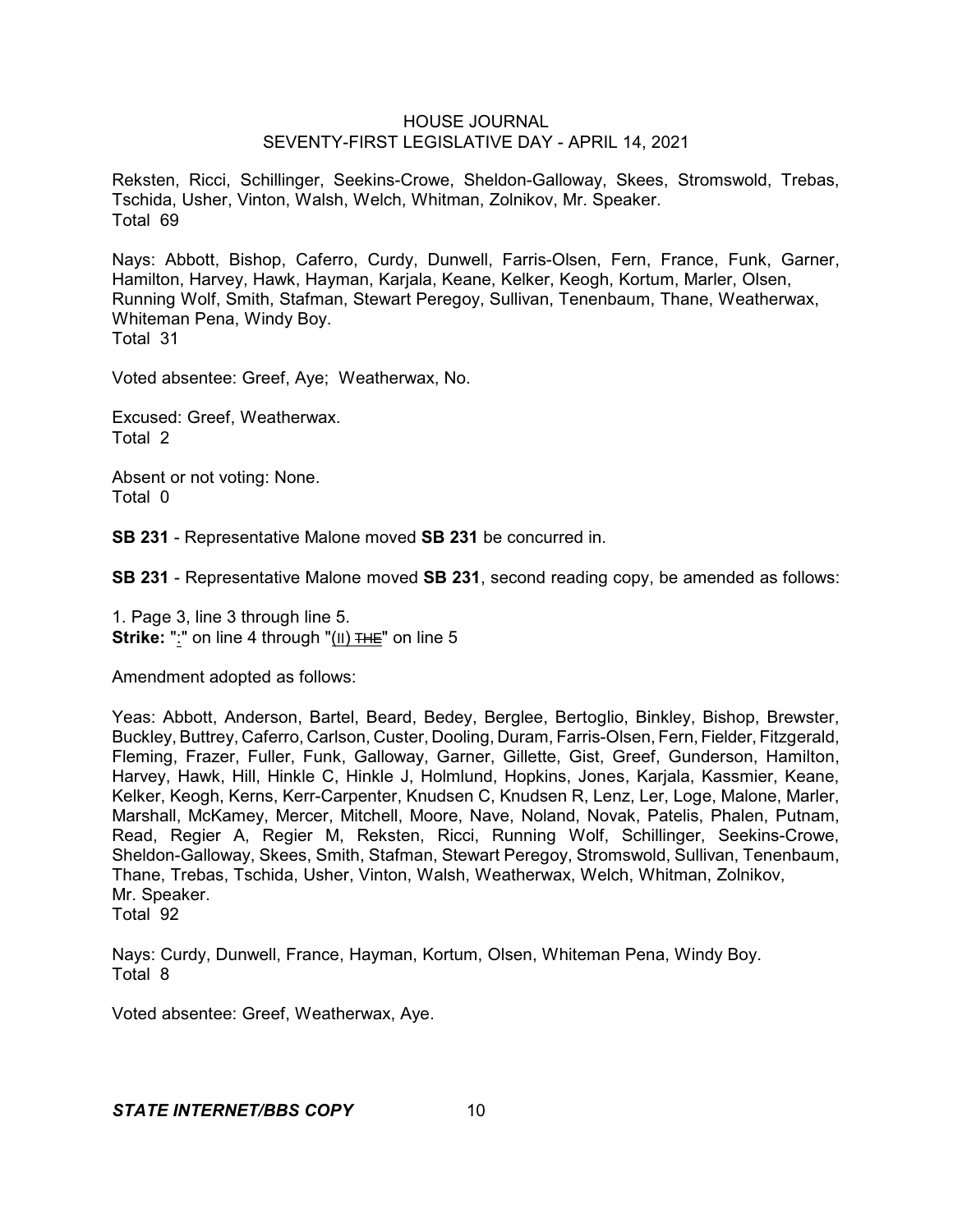Reksten, Ricci, Schillinger, Seekins-Crowe, Sheldon-Galloway, Skees, Stromswold, Trebas, Tschida, Usher, Vinton, Walsh, Welch, Whitman, Zolnikov, Mr. Speaker.
Total 69

Nays: Abbott, Bishop, Caferro, Curdy, Dunwell, Farris-Olsen, Fern, France, Funk, Garner, Hamilton, Harvey, Hawk, Hayman, Karjala, Keane, Kelker, Keogh, Kortum, Marler, Olsen, Running Wolf, Smith, Stafman, Stewart Peregoy, Sullivan, Tenenbaum, Thane, Weatherwax, Whiteman Pena, Windy Boy.
Total 31

Voted absentee: Greef, Aye; Weatherwax, No.

Excused: Greef, Weatherwax.
Total 2

Absent or not voting: None.
Total 0

**SB 231** - Representative Malone moved **SB 231** be concurred in.

**SB 231** - Representative Malone moved **SB 231**, second reading copy, be amended as follows:

1. Page 3, line 3 through line 5.
**Strike:** ":" on line 4 through "(II) ~~THE~~" on line 5

Amendment adopted as follows:

Yeas: Abbott, Anderson, Bartel, Beard, Bedey, Berglee, Bertoglio, Binkley, Bishop, Brewster, Buckley, Buttrey, Caferro, Carlson, Custer, Dooling, Duram, Farris-Olsen, Fern, Fielder, Fitzgerald, Fleming, Frazer, Fuller, Funk, Galloway, Garner, Gillette, Gist, Greef, Gunderson, Hamilton, Harvey, Hawk, Hill, Hinkle C, Hinkle J, Holmlund, Hopkins, Jones, Karjala, Kassmier, Keane, Kelker, Keogh, Kerns, Kerr-Carpenter, Knudsen C, Knudsen R, Lenz, Ler, Loge, Malone, Marler, Marshall, McKamey, Mercer, Mitchell, Moore, Nave, Noland, Novak, Patelis, Phalen, Putnam, Read, Regier A, Regier M, Reksten, Ricci, Running Wolf, Schillinger, Seekins-Crowe, Sheldon-Galloway, Skees, Smith, Stafman, Stewart Peregoy, Stromswold, Sullivan, Tenenbaum, Thane, Trebas, Tschida, Usher, Vinton, Walsh, Weatherwax, Welch, Whitman, Zolnikov, Mr. Speaker.
Total 92

Nays: Curdy, Dunwell, France, Hayman, Kortum, Olsen, Whiteman Pena, Windy Boy.
Total 8

Voted absentee: Greef, Weatherwax, Aye.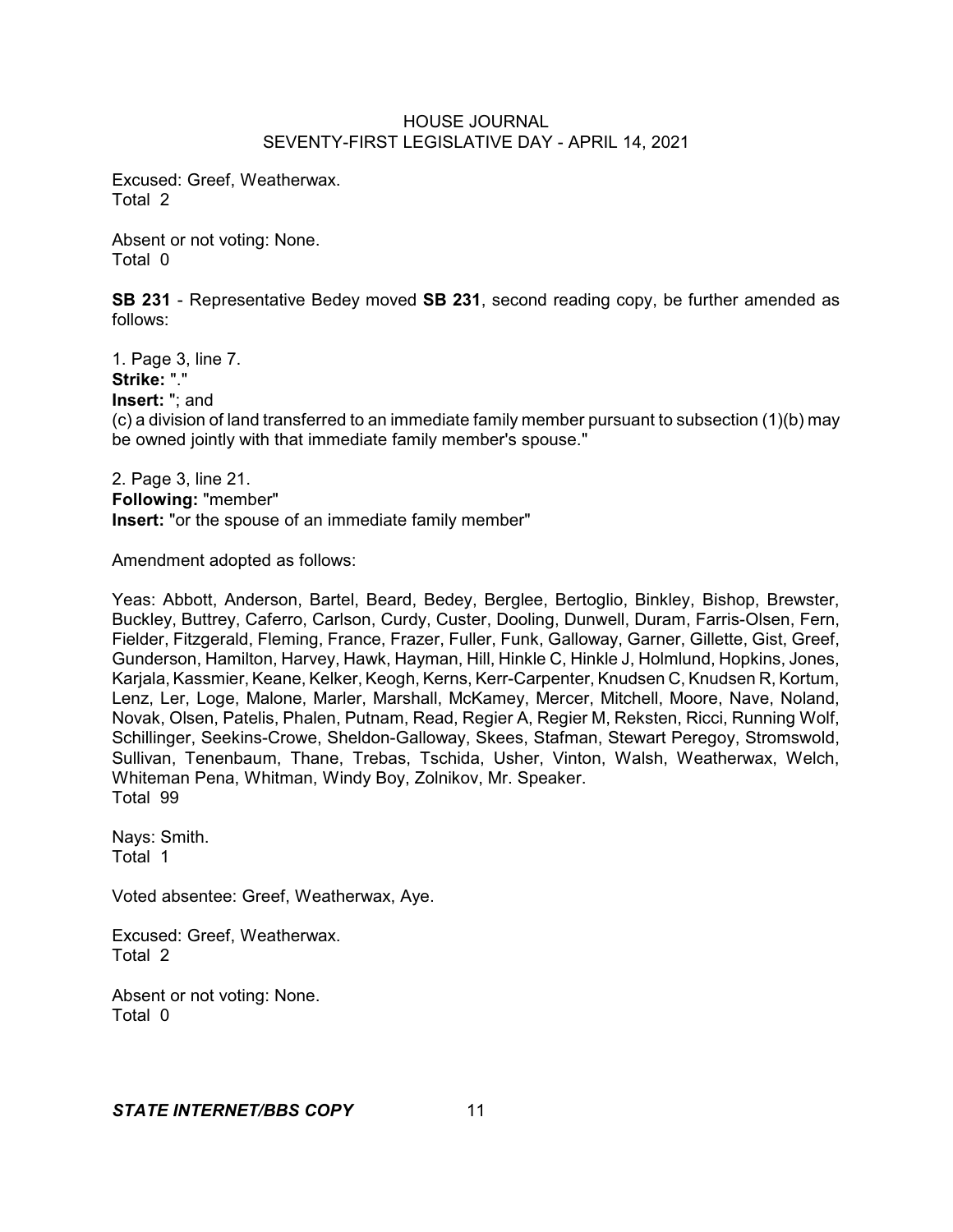Excused: Greef, Weatherwax.
Total 2

Absent or not voting: None.
Total 0

**SB 231** - Representative Bedey moved **SB 231**, second reading copy, be further amended as follows:

1. Page 3, line 7.
**Strike:** "."
**Insert:** "; and
(c) a division of land transferred to an immediate family member pursuant to subsection (1)(b) may be owned jointly with that immediate family member's spouse."

2. Page 3, line 21.
**Following:** "member"
**Insert:** "or the spouse of an immediate family member"

Amendment adopted as follows:

Yeas: Abbott, Anderson, Bartel, Beard, Bedey, Berglee, Bertoglio, Binkley, Bishop, Brewster, Buckley, Buttrey, Caferro, Carlson, Curdy, Custer, Dooling, Dunwell, Duram, Farris-Olsen, Fern, Fielder, Fitzgerald, Fleming, France, Frazer, Fuller, Funk, Galloway, Garner, Gillette, Gist, Greef, Gunderson, Hamilton, Harvey, Hawk, Hayman, Hill, Hinkle C, Hinkle J, Holmlund, Hopkins, Jones, Karjala, Kassmier, Keane, Kelker, Keogh, Kerns, Kerr-Carpenter, Knudsen C, Knudsen R, Kortum, Lenz, Ler, Loge, Malone, Marler, Marshall, McKamey, Mercer, Mitchell, Moore, Nave, Noland, Novak, Olsen, Patelis, Phalen, Putnam, Read, Regier A, Regier M, Reksten, Ricci, Running Wolf, Schillinger, Seekins-Crowe, Sheldon-Galloway, Skees, Stafman, Stewart Peregoy, Stromswold, Sullivan, Tenenbaum, Thane, Trebas, Tschida, Usher, Vinton, Walsh, Weatherwax, Welch, Whiteman Pena, Whitman, Windy Boy, Zolnikov, Mr. Speaker.
Total 99

Nays: Smith.
Total 1

Voted absentee: Greef, Weatherwax, Aye.

Excused: Greef, Weatherwax.
Total 2

Absent or not voting: None.
Total 0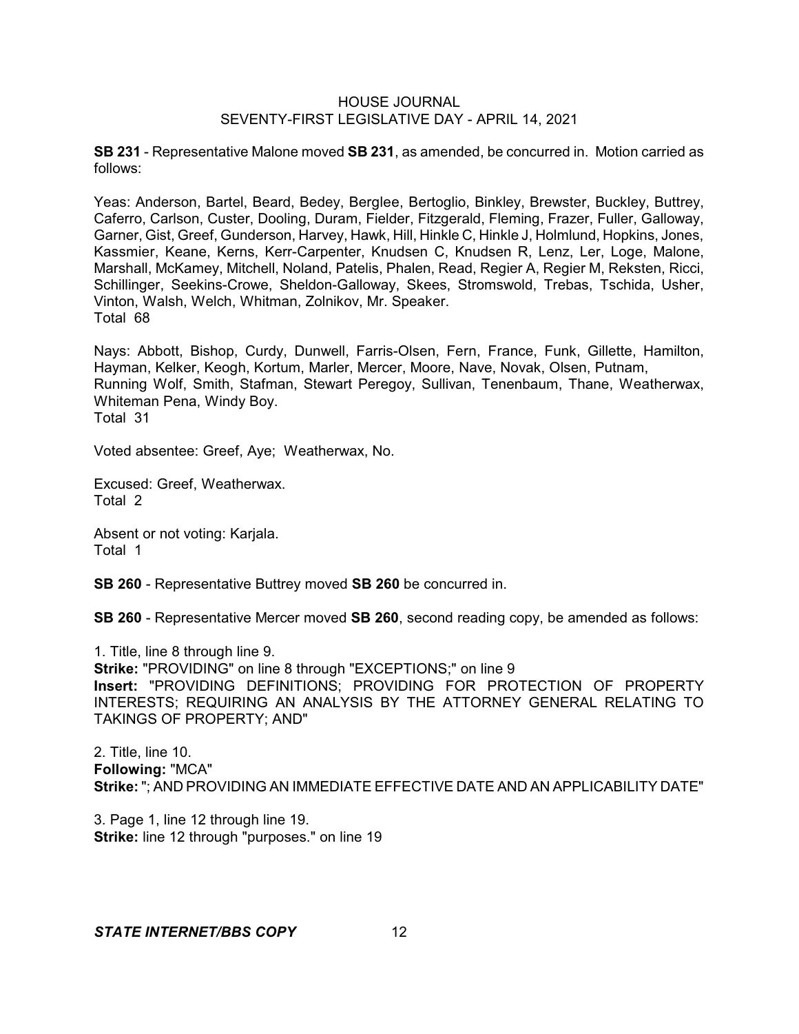**SB 231** - Representative Malone moved **SB 231**, as amended, be concurred in. Motion carried as follows:

Yeas: Anderson, Bartel, Beard, Bedey, Berglee, Bertoglio, Binkley, Brewster, Buckley, Buttrey, Caferro, Carlson, Custer, Dooling, Duram, Fielder, Fitzgerald, Fleming, Frazer, Fuller, Galloway, Garner, Gist, Greef, Gunderson, Harvey, Hawk, Hill, Hinkle C, Hinkle J, Holmlund, Hopkins, Jones, Kassmier, Keane, Kerns, Kerr-Carpenter, Knudsen C, Knudsen R, Lenz, Ler, Loge, Malone, Marshall, McKamey, Mitchell, Noland, Patelis, Phalen, Read, Regier A, Regier M, Reksten, Ricci, Schillinger, Seekins-Crowe, Sheldon-Galloway, Skees, Stromswold, Trebas, Tschida, Usher, Vinton, Walsh, Welch, Whitman, Zolnikov, Mr. Speaker.
Total 68

Nays: Abbott, Bishop, Curdy, Dunwell, Farris-Olsen, Fern, France, Funk, Gillette, Hamilton, Hayman, Kelker, Keogh, Kortum, Marler, Mercer, Moore, Nave, Novak, Olsen, Putnam, Running Wolf, Smith, Stafman, Stewart Peregoy, Sullivan, Tenenbaum, Thane, Weatherwax, Whiteman Pena, Windy Boy.
Total 31

Voted absentee: Greef, Aye; Weatherwax, No.

Excused: Greef, Weatherwax.
Total 2

Absent or not voting: Karjala.
Total 1

**SB 260** - Representative Buttrey moved **SB 260** be concurred in.

**SB 260** - Representative Mercer moved **SB 260**, second reading copy, be amended as follows:

1. Title, line 8 through line 9.
**Strike:** "PROVIDING" on line 8 through "EXCEPTIONS;" on line 9
**Insert:** "PROVIDING DEFINITIONS; PROVIDING FOR PROTECTION OF PROPERTY INTERESTS; REQUIRING AN ANALYSIS BY THE ATTORNEY GENERAL RELATING TO TAKINGS OF PROPERTY; AND"

2. Title, line 10.
**Following:** "MCA"
**Strike:** "; AND PROVIDING AN IMMEDIATE EFFECTIVE DATE AND AN APPLICABILITY DATE"

3. Page 1, line 12 through line 19.
**Strike:** line 12 through "purposes." on line 19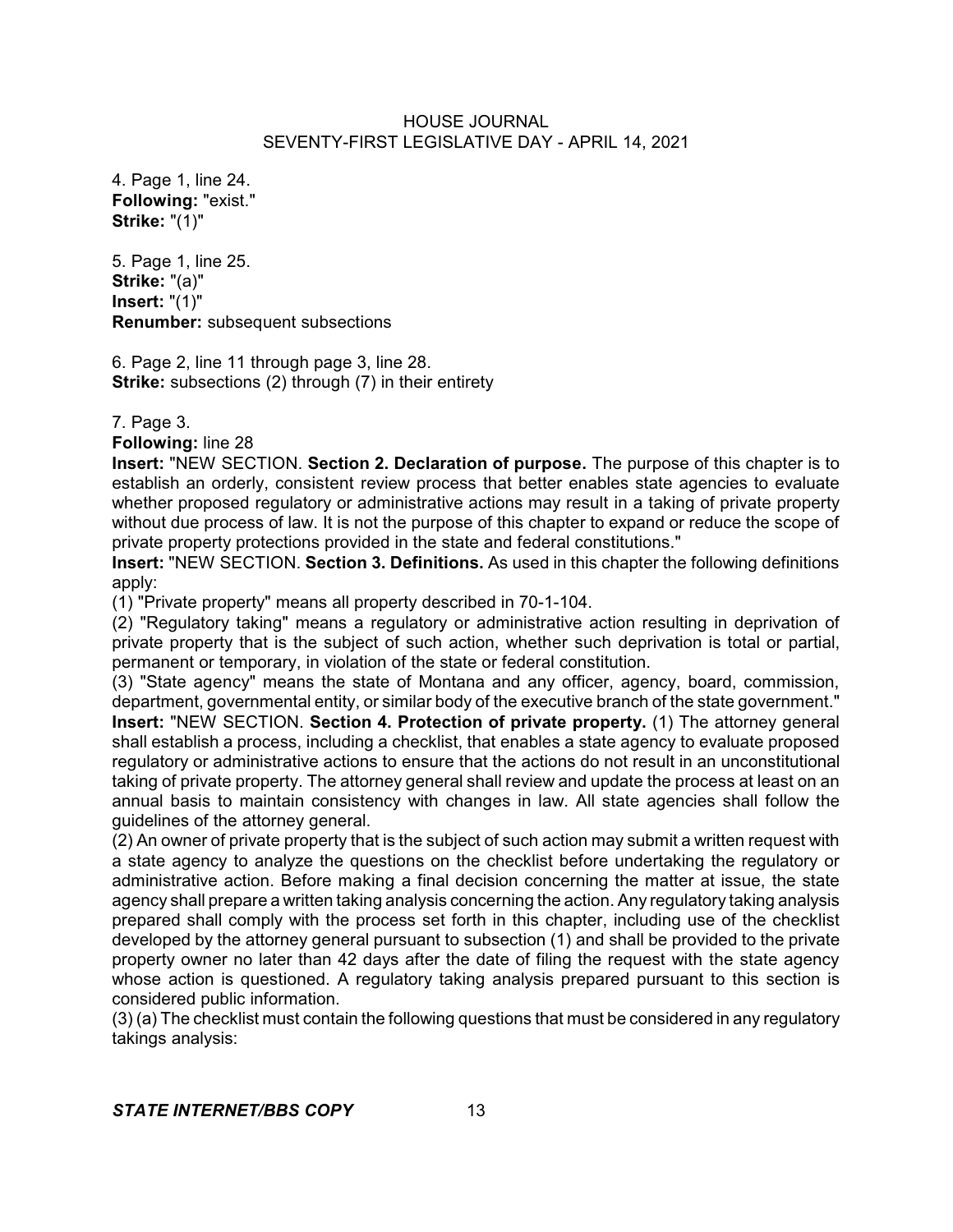4. Page 1, line 24.
**Following:** "exist."
**Strike:** "(1)"

5. Page 1, line 25.
**Strike:** "(a)"
**Insert:** "(1)"
**Renumber:** subsequent subsections

6. Page 2, line 11 through page 3, line 28.
**Strike:** subsections (2) through (7) in their entirety

7. Page 3.
**Following:** line 28
**Insert:** "NEW SECTION. **Section 2. Declaration of purpose.** The purpose of this chapter is to establish an orderly, consistent review process that better enables state agencies to evaluate whether proposed regulatory or administrative actions may result in a taking of private property without due process of law. It is not the purpose of this chapter to expand or reduce the scope of private property protections provided in the state and federal constitutions."
**Insert:** "NEW SECTION. **Section 3. Definitions.** As used in this chapter the following definitions apply:
(1) "Private property" means all property described in 70-1-104.
(2) "Regulatory taking" means a regulatory or administrative action resulting in deprivation of private property that is the subject of such action, whether such deprivation is total or partial, permanent or temporary, in violation of the state or federal constitution.
(3) "State agency" means the state of Montana and any officer, agency, board, commission, department, governmental entity, or similar body of the executive branch of the state government."
**Insert:** "NEW SECTION. **Section 4. Protection of private property.** (1) The attorney general shall establish a process, including a checklist, that enables a state agency to evaluate proposed regulatory or administrative actions to ensure that the actions do not result in an unconstitutional taking of private property. The attorney general shall review and update the process at least on an annual basis to maintain consistency with changes in law. All state agencies shall follow the guidelines of the attorney general.
(2) An owner of private property that is the subject of such action may submit a written request with a state agency to analyze the questions on the checklist before undertaking the regulatory or administrative action. Before making a final decision concerning the matter at issue, the state agency shall prepare a written taking analysis concerning the action. Any regulatory taking analysis prepared shall comply with the process set forth in this chapter, including use of the checklist developed by the attorney general pursuant to subsection (1) and shall be provided to the private property owner no later than 42 days after the date of filing the request with the state agency whose action is questioned. A regulatory taking analysis prepared pursuant to this section is considered public information.
(3) (a) The checklist must contain the following questions that must be considered in any regulatory takings analysis: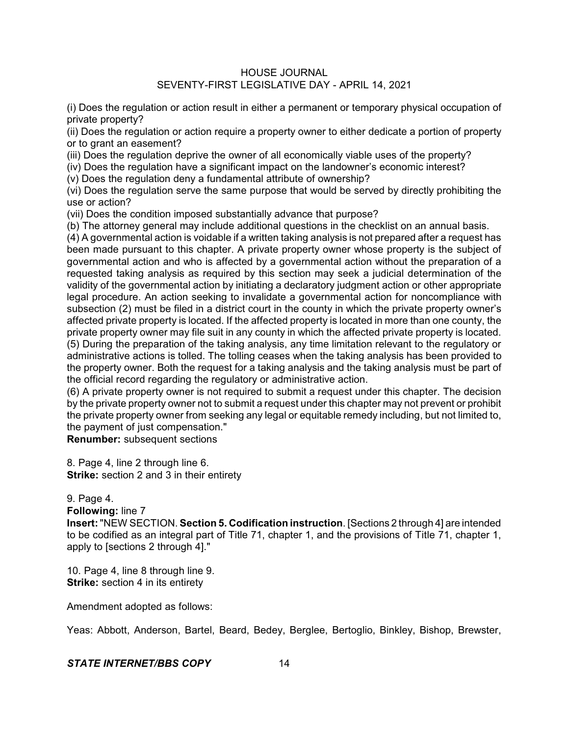(i) Does the regulation or action result in either a permanent or temporary physical occupation of private property?

(ii) Does the regulation or action require a property owner to either dedicate a portion of property or to grant an easement?

(iii) Does the regulation deprive the owner of all economically viable uses of the property?

(iv) Does the regulation have a significant impact on the landowner's economic interest?

(v) Does the regulation deny a fundamental attribute of ownership?

(vi) Does the regulation serve the same purpose that would be served by directly prohibiting the use or action?

(vii) Does the condition imposed substantially advance that purpose?

(b) The attorney general may include additional questions in the checklist on an annual basis.

(4) A governmental action is voidable if a written taking analysis is not prepared after a request has been made pursuant to this chapter. A private property owner whose property is the subject of governmental action and who is affected by a governmental action without the preparation of a requested taking analysis as required by this section may seek a judicial determination of the validity of the governmental action by initiating a declaratory judgment action or other appropriate legal procedure. An action seeking to invalidate a governmental action for noncompliance with subsection (2) must be filed in a district court in the county in which the private property owner's affected private property is located. If the affected property is located in more than one county, the private property owner may file suit in any county in which the affected private property is located.

(5) During the preparation of the taking analysis, any time limitation relevant to the regulatory or administrative actions is tolled. The tolling ceases when the taking analysis has been provided to the property owner. Both the request for a taking analysis and the taking analysis must be part of the official record regarding the regulatory or administrative action.

(6) A private property owner is not required to submit a request under this chapter. The decision by the private property owner not to submit a request under this chapter may not prevent or prohibit the private property owner from seeking any legal or equitable remedy including, but not limited to, the payment of just compensation."

**Renumber:** subsequent sections

8. Page 4, line 2 through line 6.
**Strike:** section 2 and 3 in their entirety

9. Page 4.
**Following:** line 7
**Insert:** "NEW SECTION. **Section 5. Codification instruction**. [Sections 2 through 4] are intended to be codified as an integral part of Title 71, chapter 1, and the provisions of Title 71, chapter 1, apply to [sections 2 through 4]."

10. Page 4, line 8 through line 9.
**Strike:** section 4 in its entirety

Amendment adopted as follows:

Yeas: Abbott, Anderson, Bartel, Beard, Bedey, Berglee, Bertoglio, Binkley, Bishop, Brewster,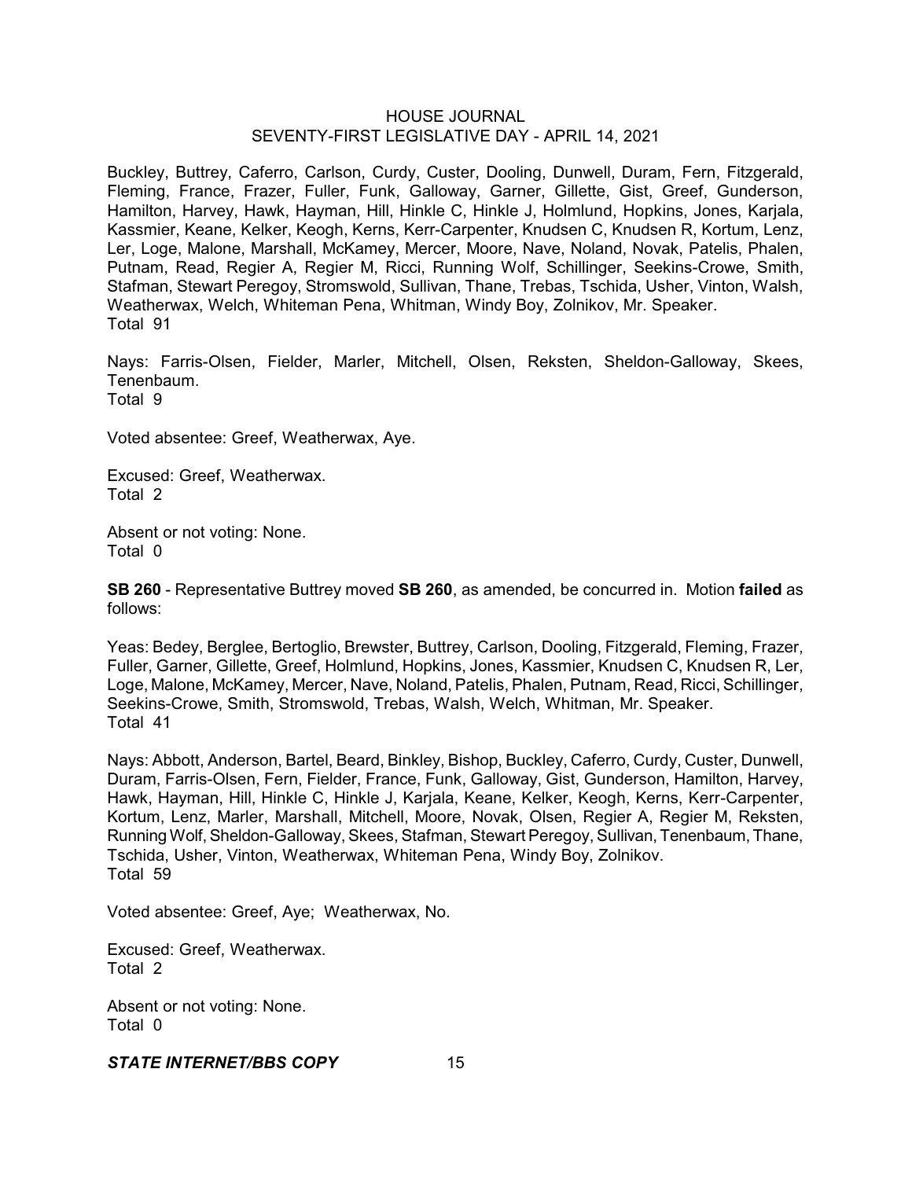Buckley, Buttrey, Caferro, Carlson, Curdy, Custer, Dooling, Dunwell, Duram, Fern, Fitzgerald, Fleming, France, Frazer, Fuller, Funk, Galloway, Garner, Gillette, Gist, Greef, Gunderson, Hamilton, Harvey, Hawk, Hayman, Hill, Hinkle C, Hinkle J, Holmlund, Hopkins, Jones, Karjala, Kassmier, Keane, Kelker, Keogh, Kerns, Kerr-Carpenter, Knudsen C, Knudsen R, Kortum, Lenz, Ler, Loge, Malone, Marshall, McKamey, Mercer, Moore, Nave, Noland, Novak, Patelis, Phalen, Putnam, Read, Regier A, Regier M, Ricci, Running Wolf, Schillinger, Seekins-Crowe, Smith, Stafman, Stewart Peregoy, Stromswold, Sullivan, Thane, Trebas, Tschida, Usher, Vinton, Walsh, Weatherwax, Welch, Whiteman Pena, Whitman, Windy Boy, Zolnikov, Mr. Speaker.
Total 91

Nays: Farris-Olsen, Fielder, Marler, Mitchell, Olsen, Reksten, Sheldon-Galloway, Skees, Tenenbaum.
Total 9

Voted absentee: Greef, Weatherwax, Aye.

Excused: Greef, Weatherwax.
Total 2

Absent or not voting: None.
Total 0

**SB 260** - Representative Buttrey moved **SB 260**, as amended, be concurred in. Motion **failed** as follows:

Yeas: Bedey, Berglee, Bertoglio, Brewster, Buttrey, Carlson, Dooling, Fitzgerald, Fleming, Frazer, Fuller, Garner, Gillette, Greef, Holmlund, Hopkins, Jones, Kassmier, Knudsen C, Knudsen R, Ler, Loge, Malone, McKamey, Mercer, Nave, Noland, Patelis, Phalen, Putnam, Read, Ricci, Schillinger, Seekins-Crowe, Smith, Stromswold, Trebas, Walsh, Welch, Whitman, Mr. Speaker.
Total 41

Nays: Abbott, Anderson, Bartel, Beard, Binkley, Bishop, Buckley, Caferro, Curdy, Custer, Dunwell, Duram, Farris-Olsen, Fern, Fielder, France, Funk, Galloway, Gist, Gunderson, Hamilton, Harvey, Hawk, Hayman, Hill, Hinkle C, Hinkle J, Karjala, Keane, Kelker, Keogh, Kerns, Kerr-Carpenter, Kortum, Lenz, Marler, Marshall, Mitchell, Moore, Novak, Olsen, Regier A, Regier M, Reksten, Running Wolf, Sheldon-Galloway, Skees, Stafman, Stewart Peregoy, Sullivan, Tenenbaum, Thane, Tschida, Usher, Vinton, Weatherwax, Whiteman Pena, Windy Boy, Zolnikov.
Total 59

Voted absentee: Greef, Aye; Weatherwax, No.

Excused: Greef, Weatherwax.
Total 2

Absent or not voting: None.
Total 0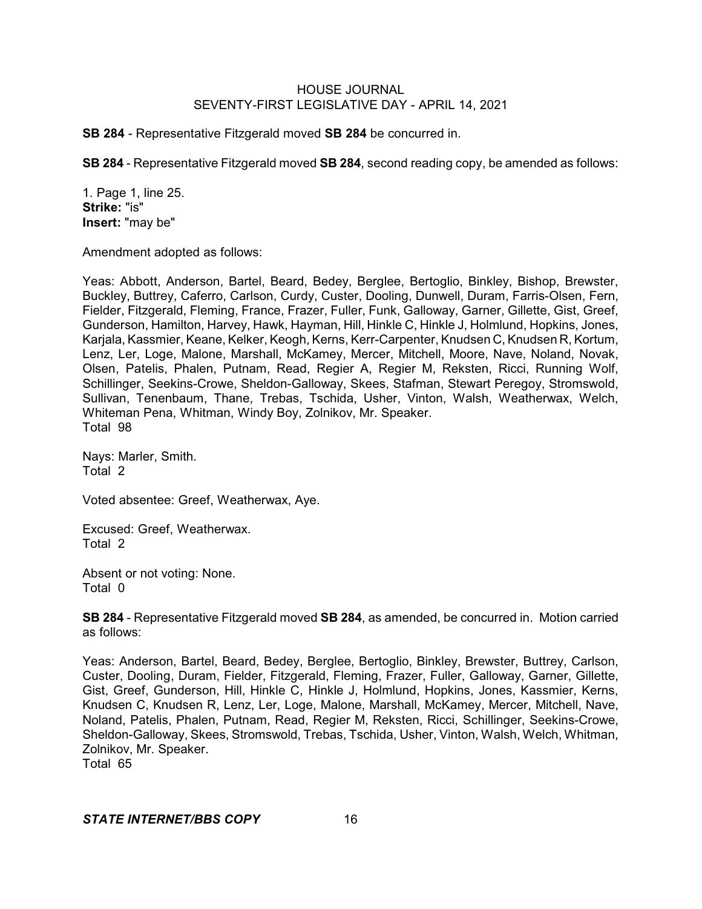**SB 284** - Representative Fitzgerald moved **SB 284** be concurred in.

**SB 284** - Representative Fitzgerald moved **SB 284**, second reading copy, be amended as follows:

1. Page 1, line 25.
**Strike:** "is"
**Insert:** "may be"

Amendment adopted as follows:

Yeas: Abbott, Anderson, Bartel, Beard, Bedey, Berglee, Bertoglio, Binkley, Bishop, Brewster, Buckley, Buttrey, Caferro, Carlson, Curdy, Custer, Dooling, Dunwell, Duram, Farris-Olsen, Fern, Fielder, Fitzgerald, Fleming, France, Frazer, Fuller, Funk, Galloway, Garner, Gillette, Gist, Greef, Gunderson, Hamilton, Harvey, Hawk, Hayman, Hill, Hinkle C, Hinkle J, Holmlund, Hopkins, Jones, Karjala, Kassmier, Keane, Kelker, Keogh, Kerns, Kerr-Carpenter, Knudsen C, Knudsen R, Kortum, Lenz, Ler, Loge, Malone, Marshall, McKamey, Mercer, Mitchell, Moore, Nave, Noland, Novak, Olsen, Patelis, Phalen, Putnam, Read, Regier A, Regier M, Reksten, Ricci, Running Wolf, Schillinger, Seekins-Crowe, Sheldon-Galloway, Skees, Stafman, Stewart Peregoy, Stromswold, Sullivan, Tenenbaum, Thane, Trebas, Tschida, Usher, Vinton, Walsh, Weatherwax, Welch, Whiteman Pena, Whitman, Windy Boy, Zolnikov, Mr. Speaker.
Total 98

Nays: Marler, Smith.
Total 2

Voted absentee: Greef, Weatherwax, Aye.

Excused: Greef, Weatherwax.
Total 2

Absent or not voting: None.
Total 0

**SB 284** - Representative Fitzgerald moved **SB 284**, as amended, be concurred in. Motion carried as follows:

Yeas: Anderson, Bartel, Beard, Bedey, Berglee, Bertoglio, Binkley, Brewster, Buttrey, Carlson, Custer, Dooling, Duram, Fielder, Fitzgerald, Fleming, Frazer, Fuller, Galloway, Garner, Gillette, Gist, Greef, Gunderson, Hill, Hinkle C, Hinkle J, Holmlund, Hopkins, Jones, Kassmier, Kerns, Knudsen C, Knudsen R, Lenz, Ler, Loge, Malone, Marshall, McKamey, Mercer, Mitchell, Nave, Noland, Patelis, Phalen, Putnam, Read, Regier M, Reksten, Ricci, Schillinger, Seekins-Crowe, Sheldon-Galloway, Skees, Stromswold, Trebas, Tschida, Usher, Vinton, Walsh, Welch, Whitman, Zolnikov, Mr. Speaker.
Total 65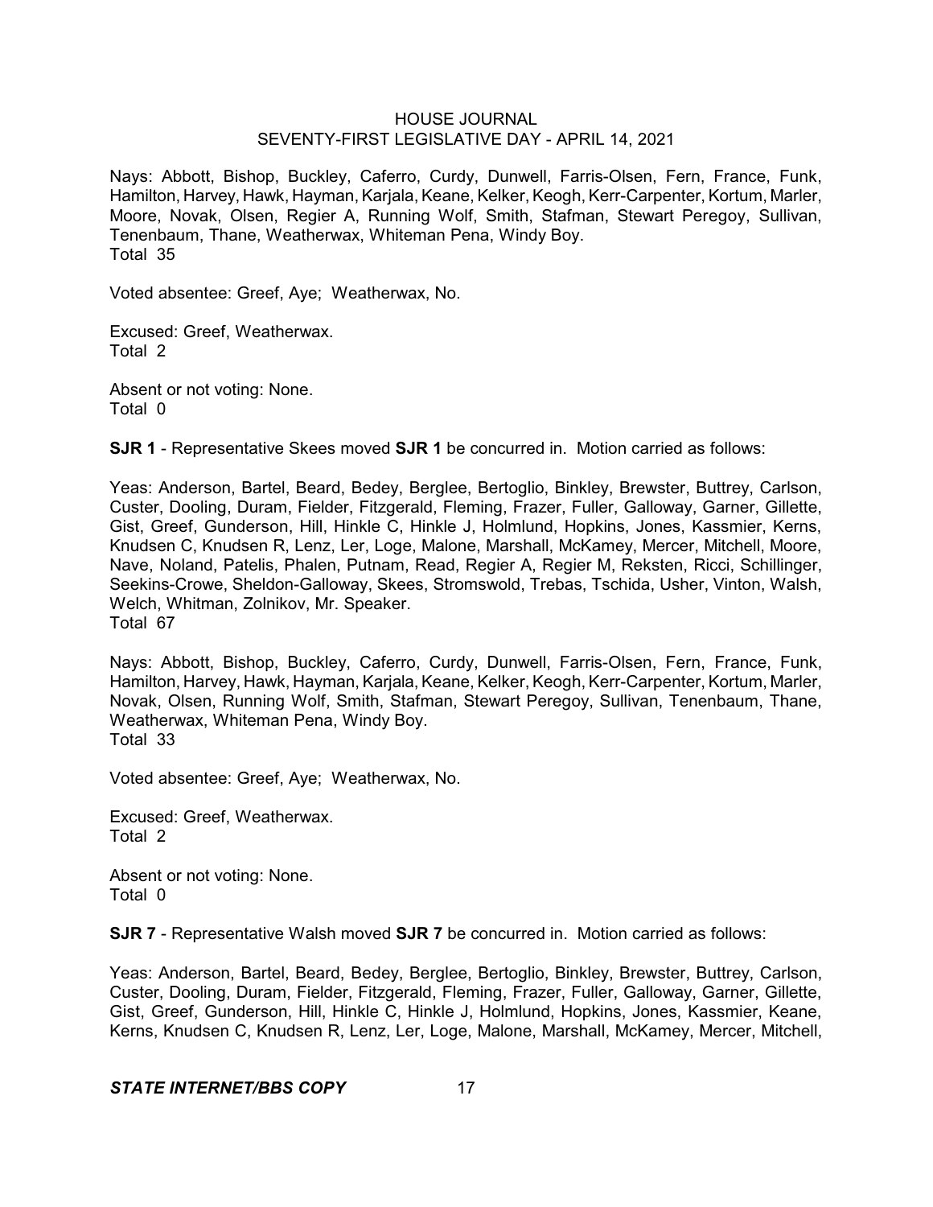Nays: Abbott, Bishop, Buckley, Caferro, Curdy, Dunwell, Farris-Olsen, Fern, France, Funk, Hamilton, Harvey, Hawk, Hayman, Karjala, Keane, Kelker, Keogh, Kerr-Carpenter, Kortum, Marler, Moore, Novak, Olsen, Regier A, Running Wolf, Smith, Stafman, Stewart Peregoy, Sullivan, Tenenbaum, Thane, Weatherwax, Whiteman Pena, Windy Boy.
Total 35

Voted absentee: Greef, Aye; Weatherwax, No.

Excused: Greef, Weatherwax.
Total 2

Absent or not voting: None.
Total 0

**SJR 1** - Representative Skees moved **SJR 1** be concurred in. Motion carried as follows:

Yeas: Anderson, Bartel, Beard, Bedey, Berglee, Bertoglio, Binkley, Brewster, Buttrey, Carlson, Custer, Dooling, Duram, Fielder, Fitzgerald, Fleming, Frazer, Fuller, Galloway, Garner, Gillette, Gist, Greef, Gunderson, Hill, Hinkle C, Hinkle J, Holmlund, Hopkins, Jones, Kassmier, Kerns, Knudsen C, Knudsen R, Lenz, Ler, Loge, Malone, Marshall, McKamey, Mercer, Mitchell, Moore, Nave, Noland, Patelis, Phalen, Putnam, Read, Regier A, Regier M, Reksten, Ricci, Schillinger, Seekins-Crowe, Sheldon-Galloway, Skees, Stromswold, Trebas, Tschida, Usher, Vinton, Walsh, Welch, Whitman, Zolnikov, Mr. Speaker.
Total 67

Nays: Abbott, Bishop, Buckley, Caferro, Curdy, Dunwell, Farris-Olsen, Fern, France, Funk, Hamilton, Harvey, Hawk, Hayman, Karjala, Keane, Kelker, Keogh, Kerr-Carpenter, Kortum, Marler, Novak, Olsen, Running Wolf, Smith, Stafman, Stewart Peregoy, Sullivan, Tenenbaum, Thane, Weatherwax, Whiteman Pena, Windy Boy.
Total 33

Voted absentee: Greef, Aye; Weatherwax, No.

Excused: Greef, Weatherwax.
Total 2

Absent or not voting: None.
Total 0

**SJR 7** - Representative Walsh moved **SJR 7** be concurred in. Motion carried as follows:

Yeas: Anderson, Bartel, Beard, Bedey, Berglee, Bertoglio, Binkley, Brewster, Buttrey, Carlson, Custer, Dooling, Duram, Fielder, Fitzgerald, Fleming, Frazer, Fuller, Galloway, Garner, Gillette, Gist, Greef, Gunderson, Hill, Hinkle C, Hinkle J, Holmlund, Hopkins, Jones, Kassmier, Keane, Kerns, Knudsen C, Knudsen R, Lenz, Ler, Loge, Malone, Marshall, McKamey, Mercer, Mitchell,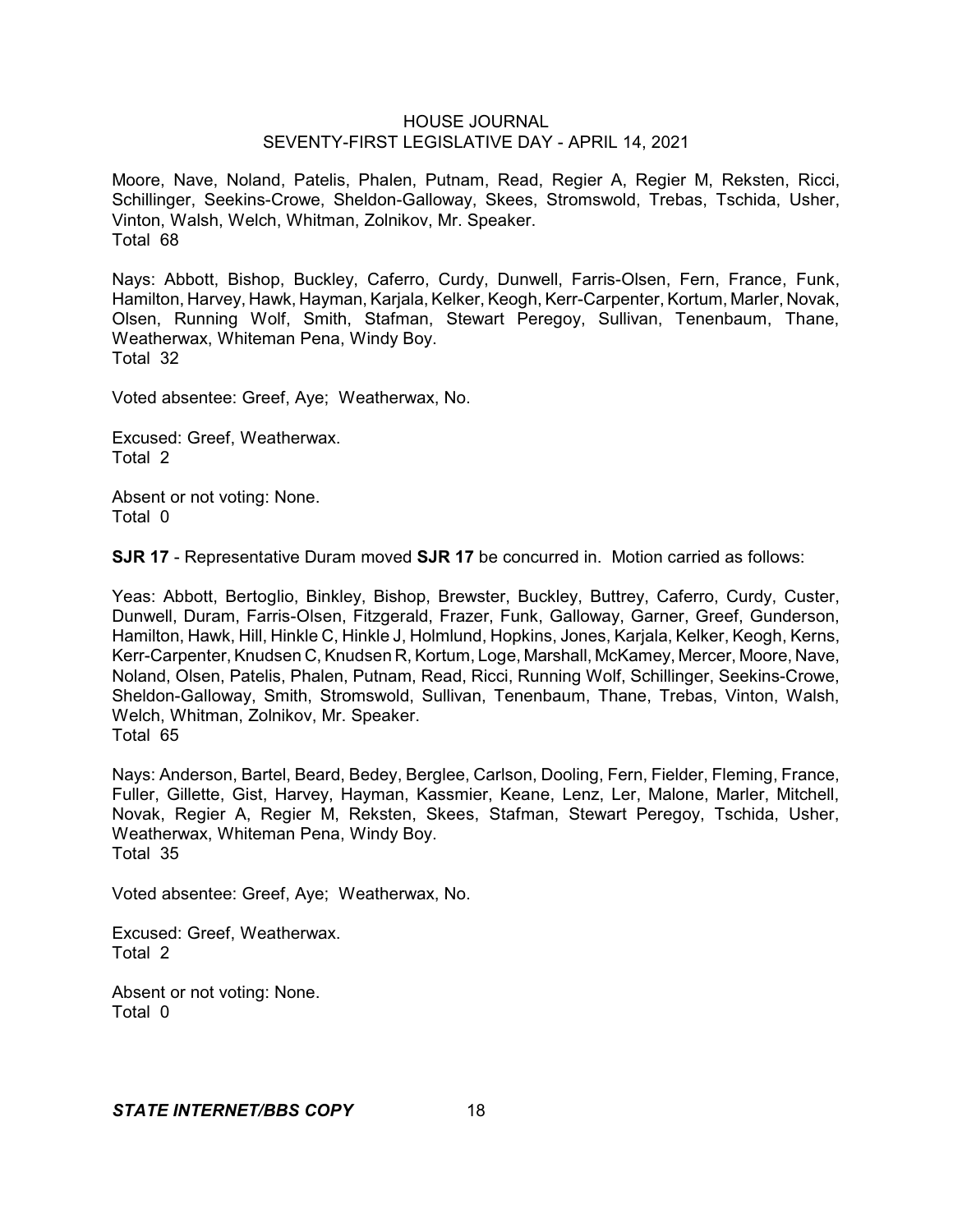Moore, Nave, Noland, Patelis, Phalen, Putnam, Read, Regier A, Regier M, Reksten, Ricci, Schillinger, Seekins-Crowe, Sheldon-Galloway, Skees, Stromswold, Trebas, Tschida, Usher, Vinton, Walsh, Welch, Whitman, Zolnikov, Mr. Speaker.
Total 68

Nays: Abbott, Bishop, Buckley, Caferro, Curdy, Dunwell, Farris-Olsen, Fern, France, Funk, Hamilton, Harvey, Hawk, Hayman, Karjala, Kelker, Keogh, Kerr-Carpenter, Kortum, Marler, Novak, Olsen, Running Wolf, Smith, Stafman, Stewart Peregoy, Sullivan, Tenenbaum, Thane, Weatherwax, Whiteman Pena, Windy Boy.
Total 32

Voted absentee: Greef, Aye; Weatherwax, No.

Excused: Greef, Weatherwax.
Total 2

Absent or not voting: None.
Total 0

**SJR 17** - Representative Duram moved **SJR 17** be concurred in. Motion carried as follows:

Yeas: Abbott, Bertoglio, Binkley, Bishop, Brewster, Buckley, Buttrey, Caferro, Curdy, Custer, Dunwell, Duram, Farris-Olsen, Fitzgerald, Frazer, Funk, Galloway, Garner, Greef, Gunderson, Hamilton, Hawk, Hill, Hinkle C, Hinkle J, Holmlund, Hopkins, Jones, Karjala, Kelker, Keogh, Kerns, Kerr-Carpenter, Knudsen C, Knudsen R, Kortum, Loge, Marshall, McKamey, Mercer, Moore, Nave, Noland, Olsen, Patelis, Phalen, Putnam, Read, Ricci, Running Wolf, Schillinger, Seekins-Crowe, Sheldon-Galloway, Smith, Stromswold, Sullivan, Tenenbaum, Thane, Trebas, Vinton, Walsh, Welch, Whitman, Zolnikov, Mr. Speaker.
Total 65

Nays: Anderson, Bartel, Beard, Bedey, Berglee, Carlson, Dooling, Fern, Fielder, Fleming, France, Fuller, Gillette, Gist, Harvey, Hayman, Kassmier, Keane, Lenz, Ler, Malone, Marler, Mitchell, Novak, Regier A, Regier M, Reksten, Skees, Stafman, Stewart Peregoy, Tschida, Usher, Weatherwax, Whiteman Pena, Windy Boy.
Total 35

Voted absentee: Greef, Aye; Weatherwax, No.

Excused: Greef, Weatherwax.
Total 2

Absent or not voting: None.
Total 0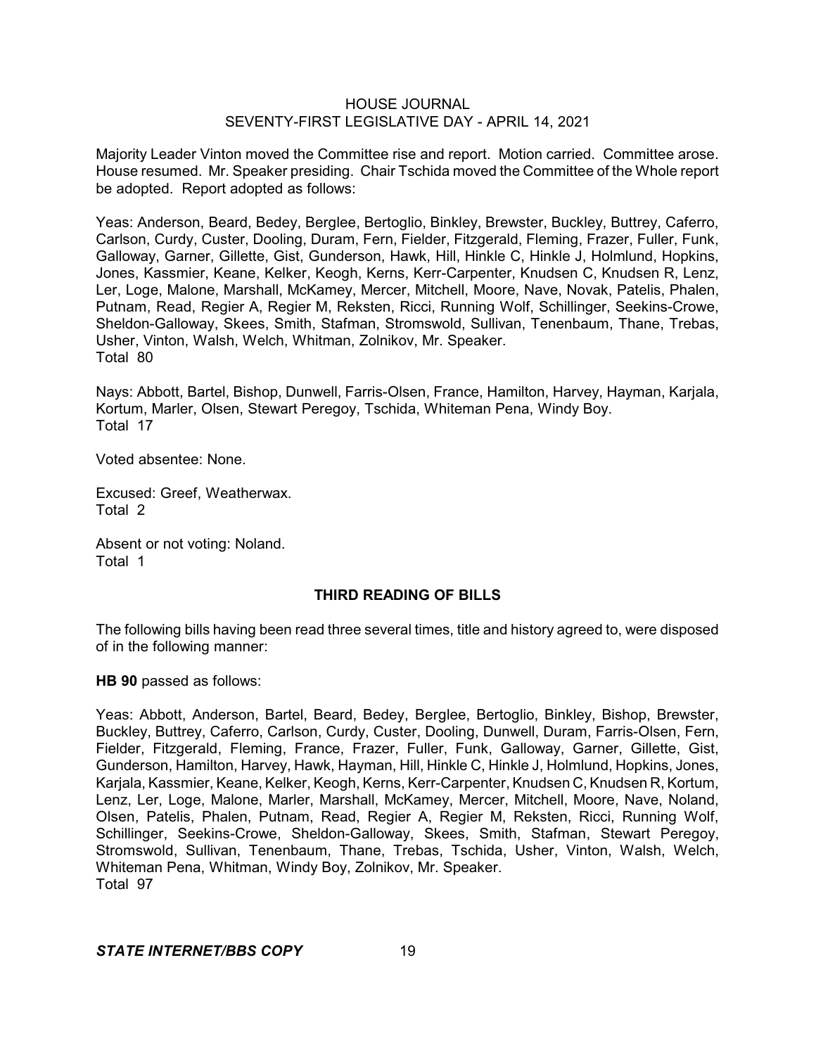Majority Leader Vinton moved the Committee rise and report. Motion carried. Committee arose. House resumed. Mr. Speaker presiding. Chair Tschida moved the Committee of the Whole report be adopted. Report adopted as follows:

Yeas: Anderson, Beard, Bedey, Berglee, Bertoglio, Binkley, Brewster, Buckley, Buttrey, Caferro, Carlson, Curdy, Custer, Dooling, Duram, Fern, Fielder, Fitzgerald, Fleming, Frazer, Fuller, Funk, Galloway, Garner, Gillette, Gist, Gunderson, Hawk, Hill, Hinkle C, Hinkle J, Holmlund, Hopkins, Jones, Kassmier, Keane, Kelker, Keogh, Kerns, Kerr-Carpenter, Knudsen C, Knudsen R, Lenz, Ler, Loge, Malone, Marshall, McKamey, Mercer, Mitchell, Moore, Nave, Novak, Patelis, Phalen, Putnam, Read, Regier A, Regier M, Reksten, Ricci, Running Wolf, Schillinger, Seekins-Crowe, Sheldon-Galloway, Skees, Smith, Stafman, Stromswold, Sullivan, Tenenbaum, Thane, Trebas, Usher, Vinton, Walsh, Welch, Whitman, Zolnikov, Mr. Speaker.
Total 80

Nays: Abbott, Bartel, Bishop, Dunwell, Farris-Olsen, France, Hamilton, Harvey, Hayman, Karjala, Kortum, Marler, Olsen, Stewart Peregoy, Tschida, Whiteman Pena, Windy Boy.
Total 17

Voted absentee: None.

Excused: Greef, Weatherwax.
Total 2

Absent or not voting: Noland.
Total 1

## THIRD READING OF BILLS

The following bills having been read three several times, title and history agreed to, were disposed of in the following manner:

**HB 90** passed as follows:

Yeas: Abbott, Anderson, Bartel, Beard, Bedey, Berglee, Bertoglio, Binkley, Bishop, Brewster, Buckley, Buttrey, Caferro, Carlson, Curdy, Custer, Dooling, Dunwell, Duram, Farris-Olsen, Fern, Fielder, Fitzgerald, Fleming, France, Frazer, Fuller, Funk, Galloway, Garner, Gillette, Gist, Gunderson, Hamilton, Harvey, Hawk, Hayman, Hill, Hinkle C, Hinkle J, Holmlund, Hopkins, Jones, Karjala, Kassmier, Keane, Kelker, Keogh, Kerns, Kerr-Carpenter, Knudsen C, Knudsen R, Kortum, Lenz, Ler, Loge, Malone, Marler, Marshall, McKamey, Mercer, Mitchell, Moore, Nave, Noland, Olsen, Patelis, Phalen, Putnam, Read, Regier A, Regier M, Reksten, Ricci, Running Wolf, Schillinger, Seekins-Crowe, Sheldon-Galloway, Skees, Smith, Stafman, Stewart Peregoy, Stromswold, Sullivan, Tenenbaum, Thane, Trebas, Tschida, Usher, Vinton, Walsh, Welch, Whiteman Pena, Whitman, Windy Boy, Zolnikov, Mr. Speaker.
Total 97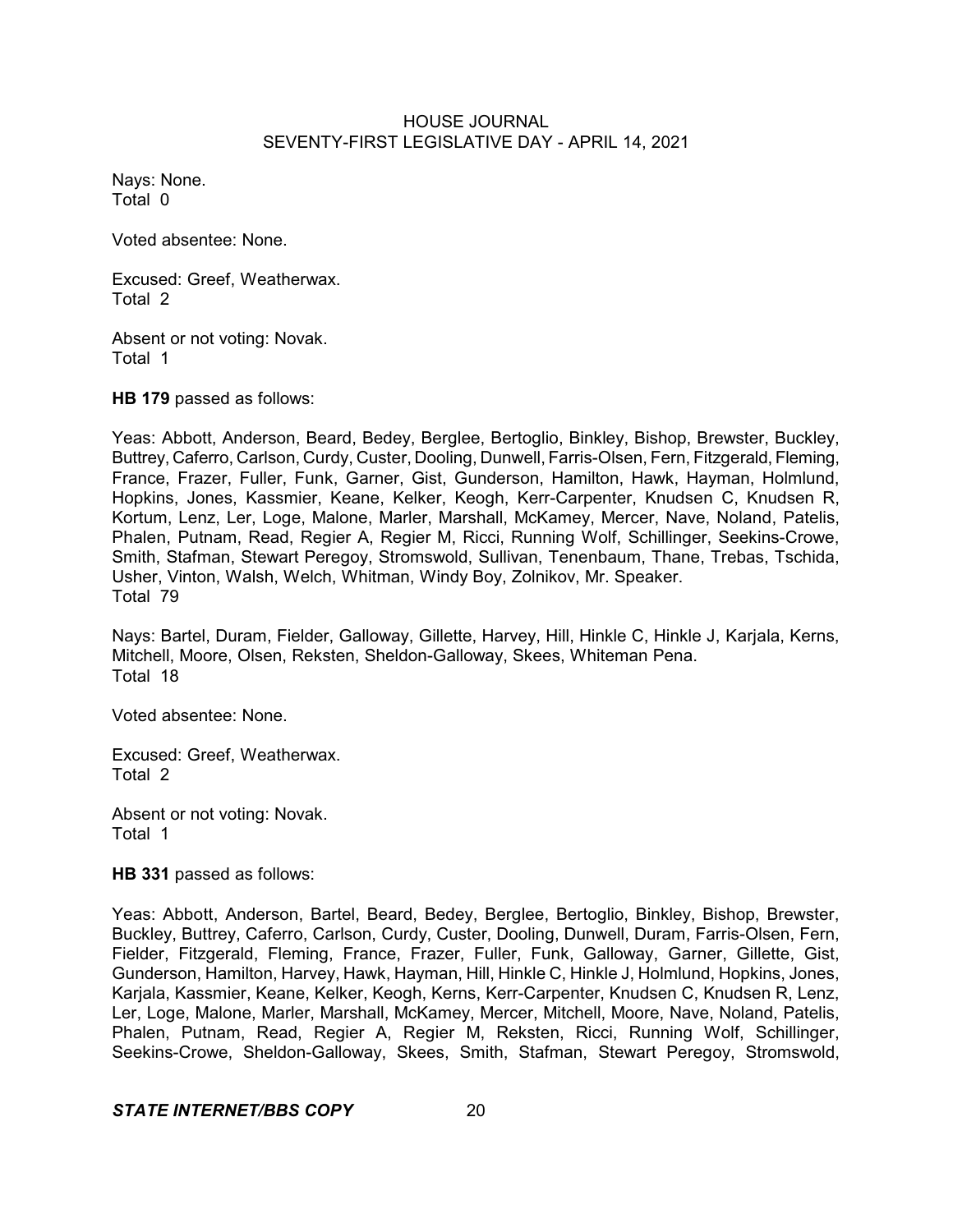Nays: None.
Total 0

Voted absentee: None.

Excused: Greef, Weatherwax.
Total 2

Absent or not voting: Novak.
Total 1

**HB 179** passed as follows:

Yeas: Abbott, Anderson, Beard, Bedey, Berglee, Bertoglio, Binkley, Bishop, Brewster, Buckley, Buttrey, Caferro, Carlson, Curdy, Custer, Dooling, Dunwell, Farris-Olsen, Fern, Fitzgerald, Fleming, France, Frazer, Fuller, Funk, Garner, Gist, Gunderson, Hamilton, Hawk, Hayman, Holmlund, Hopkins, Jones, Kassmier, Keane, Kelker, Keogh, Kerr-Carpenter, Knudsen C, Knudsen R, Kortum, Lenz, Ler, Loge, Malone, Marler, Marshall, McKamey, Mercer, Nave, Noland, Patelis, Phalen, Putnam, Read, Regier A, Regier M, Ricci, Running Wolf, Schillinger, Seekins-Crowe, Smith, Stafman, Stewart Peregoy, Stromswold, Sullivan, Tenenbaum, Thane, Trebas, Tschida, Usher, Vinton, Walsh, Welch, Whitman, Windy Boy, Zolnikov, Mr. Speaker.
Total 79

Nays: Bartel, Duram, Fielder, Galloway, Gillette, Harvey, Hill, Hinkle C, Hinkle J, Karjala, Kerns, Mitchell, Moore, Olsen, Reksten, Sheldon-Galloway, Skees, Whiteman Pena.
Total 18

Voted absentee: None.

Excused: Greef, Weatherwax.
Total 2

Absent or not voting: Novak.
Total 1

**HB 331** passed as follows:

Yeas: Abbott, Anderson, Bartel, Beard, Bedey, Berglee, Bertoglio, Binkley, Bishop, Brewster, Buckley, Buttrey, Caferro, Carlson, Curdy, Custer, Dooling, Dunwell, Duram, Farris-Olsen, Fern, Fielder, Fitzgerald, Fleming, France, Frazer, Fuller, Funk, Galloway, Garner, Gillette, Gist, Gunderson, Hamilton, Harvey, Hawk, Hayman, Hill, Hinkle C, Hinkle J, Holmlund, Hopkins, Jones, Karjala, Kassmier, Keane, Kelker, Keogh, Kerns, Kerr-Carpenter, Knudsen C, Knudsen R, Lenz, Ler, Loge, Malone, Marler, Marshall, McKamey, Mercer, Mitchell, Moore, Nave, Noland, Patelis, Phalen, Putnam, Read, Regier A, Regier M, Reksten, Ricci, Running Wolf, Schillinger, Seekins-Crowe, Sheldon-Galloway, Skees, Smith, Stafman, Stewart Peregoy, Stromswold,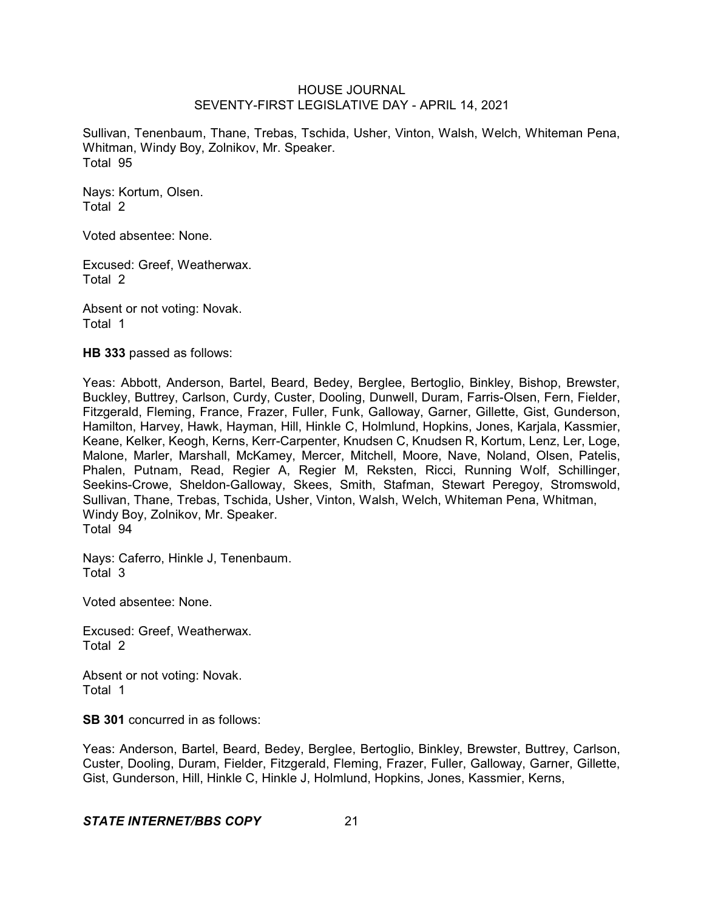Sullivan, Tenenbaum, Thane, Trebas, Tschida, Usher, Vinton, Walsh, Welch, Whiteman Pena, Whitman, Windy Boy, Zolnikov, Mr. Speaker.
Total 95

Nays: Kortum, Olsen.
Total 2

Voted absentee: None.

Excused: Greef, Weatherwax.
Total 2

Absent or not voting: Novak.
Total 1

**HB 333** passed as follows:

Yeas: Abbott, Anderson, Bartel, Beard, Bedey, Berglee, Bertoglio, Binkley, Bishop, Brewster, Buckley, Buttrey, Carlson, Curdy, Custer, Dooling, Dunwell, Duram, Farris-Olsen, Fern, Fielder, Fitzgerald, Fleming, France, Frazer, Fuller, Funk, Galloway, Garner, Gillette, Gist, Gunderson, Hamilton, Harvey, Hawk, Hayman, Hill, Hinkle C, Holmlund, Hopkins, Jones, Karjala, Kassmier, Keane, Kelker, Keogh, Kerns, Kerr-Carpenter, Knudsen C, Knudsen R, Kortum, Lenz, Ler, Loge, Malone, Marler, Marshall, McKamey, Mercer, Mitchell, Moore, Nave, Noland, Olsen, Patelis, Phalen, Putnam, Read, Regier A, Regier M, Reksten, Ricci, Running Wolf, Schillinger, Seekins-Crowe, Sheldon-Galloway, Skees, Smith, Stafman, Stewart Peregoy, Stromswold, Sullivan, Thane, Trebas, Tschida, Usher, Vinton, Walsh, Welch, Whiteman Pena, Whitman, Windy Boy, Zolnikov, Mr. Speaker.
Total 94

Nays: Caferro, Hinkle J, Tenenbaum.
Total 3

Voted absentee: None.

Excused: Greef, Weatherwax.
Total 2

Absent or not voting: Novak.
Total 1

**SB 301** concurred in as follows:

Yeas: Anderson, Bartel, Beard, Bedey, Berglee, Bertoglio, Binkley, Brewster, Buttrey, Carlson, Custer, Dooling, Duram, Fielder, Fitzgerald, Fleming, Frazer, Fuller, Galloway, Garner, Gillette, Gist, Gunderson, Hill, Hinkle C, Hinkle J, Holmlund, Hopkins, Jones, Kassmier, Kerns,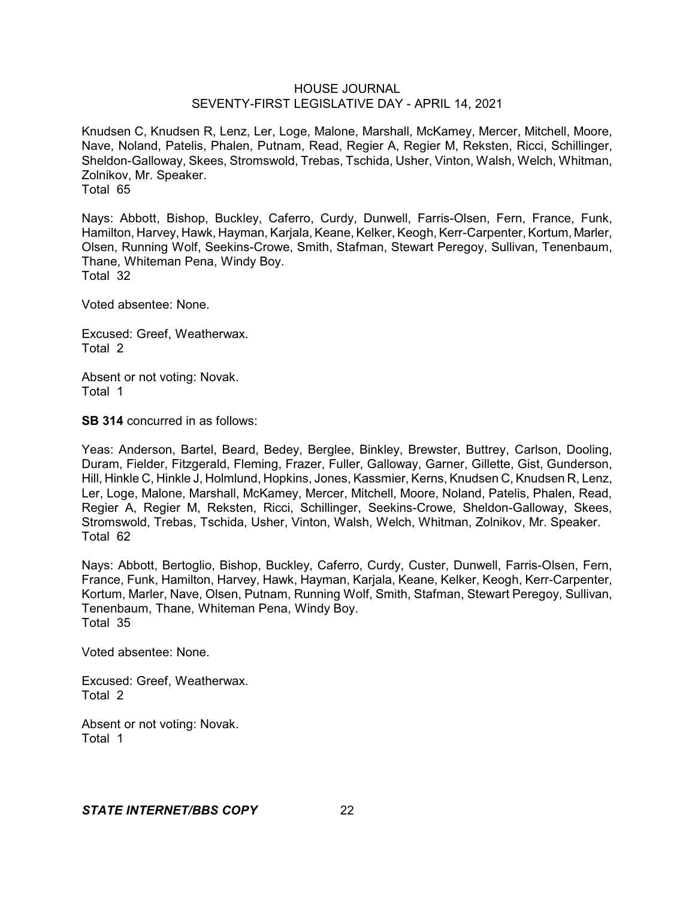Knudsen C, Knudsen R, Lenz, Ler, Loge, Malone, Marshall, McKamey, Mercer, Mitchell, Moore, Nave, Noland, Patelis, Phalen, Putnam, Read, Regier A, Regier M, Reksten, Ricci, Schillinger, Sheldon-Galloway, Skees, Stromswold, Trebas, Tschida, Usher, Vinton, Walsh, Welch, Whitman, Zolnikov, Mr. Speaker.
Total 65

Nays: Abbott, Bishop, Buckley, Caferro, Curdy, Dunwell, Farris-Olsen, Fern, France, Funk, Hamilton, Harvey, Hawk, Hayman, Karjala, Keane, Kelker, Keogh, Kerr-Carpenter, Kortum, Marler, Olsen, Running Wolf, Seekins-Crowe, Smith, Stafman, Stewart Peregoy, Sullivan, Tenenbaum, Thane, Whiteman Pena, Windy Boy.
Total 32

Voted absentee: None.

Excused: Greef, Weatherwax.
Total 2

Absent or not voting: Novak.
Total 1

**SB 314** concurred in as follows:

Yeas: Anderson, Bartel, Beard, Bedey, Berglee, Binkley, Brewster, Buttrey, Carlson, Dooling, Duram, Fielder, Fitzgerald, Fleming, Frazer, Fuller, Galloway, Garner, Gillette, Gist, Gunderson, Hill, Hinkle C, Hinkle J, Holmlund, Hopkins, Jones, Kassmier, Kerns, Knudsen C, Knudsen R, Lenz, Ler, Loge, Malone, Marshall, McKamey, Mercer, Mitchell, Moore, Noland, Patelis, Phalen, Read, Regier A, Regier M, Reksten, Ricci, Schillinger, Seekins-Crowe, Sheldon-Galloway, Skees, Stromswold, Trebas, Tschida, Usher, Vinton, Walsh, Welch, Whitman, Zolnikov, Mr. Speaker.
Total 62

Nays: Abbott, Bertoglio, Bishop, Buckley, Caferro, Curdy, Custer, Dunwell, Farris-Olsen, Fern, France, Funk, Hamilton, Harvey, Hawk, Hayman, Karjala, Keane, Kelker, Keogh, Kerr-Carpenter, Kortum, Marler, Nave, Olsen, Putnam, Running Wolf, Smith, Stafman, Stewart Peregoy, Sullivan, Tenenbaum, Thane, Whiteman Pena, Windy Boy.
Total 35

Voted absentee: None.

Excused: Greef, Weatherwax.
Total 2

Absent or not voting: Novak.
Total 1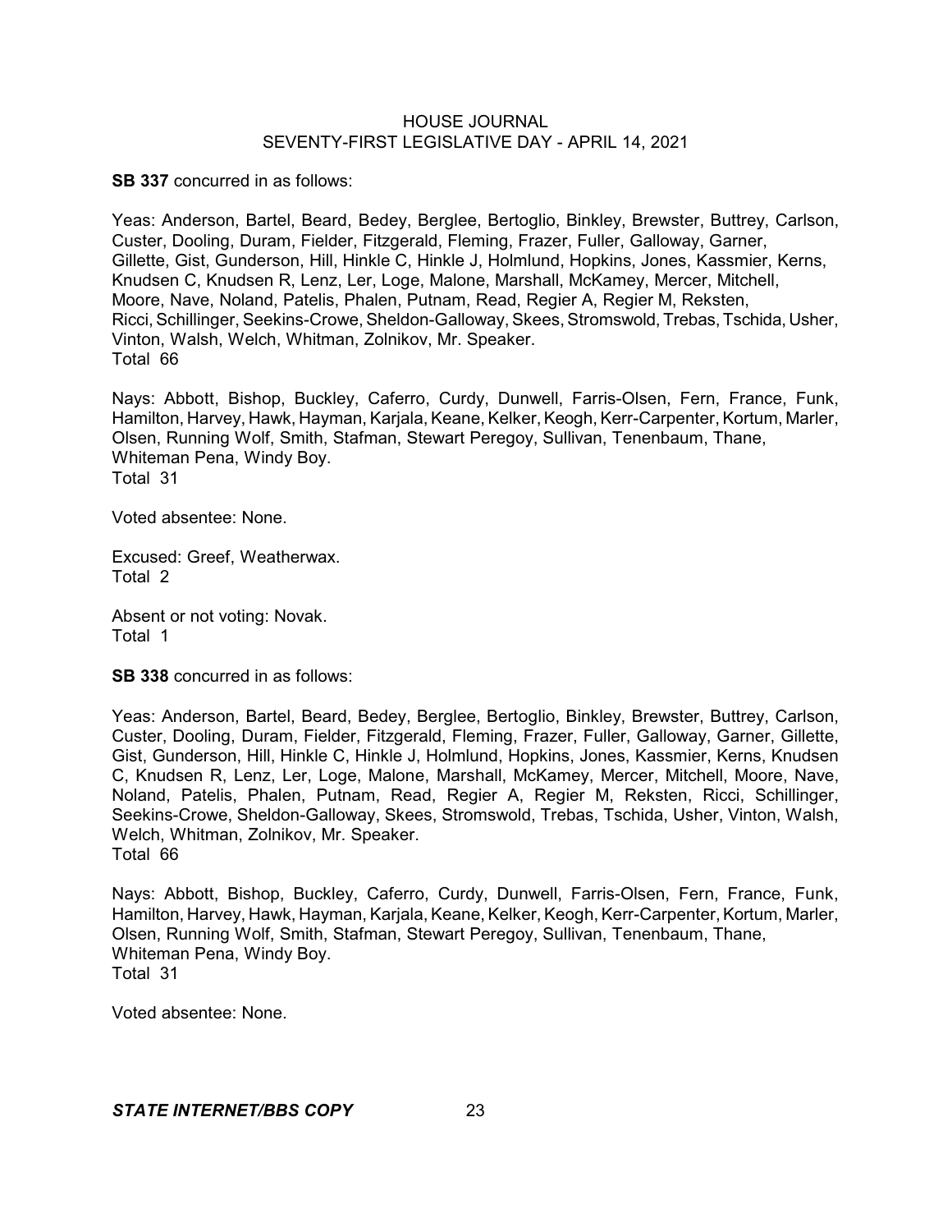**SB 337** concurred in as follows:

Yeas: Anderson, Bartel, Beard, Bedey, Berglee, Bertoglio, Binkley, Brewster, Buttrey, Carlson, Custer, Dooling, Duram, Fielder, Fitzgerald, Fleming, Frazer, Fuller, Galloway, Garner, Gillette, Gist, Gunderson, Hill, Hinkle C, Hinkle J, Holmlund, Hopkins, Jones, Kassmier, Kerns, Knudsen C, Knudsen R, Lenz, Ler, Loge, Malone, Marshall, McKamey, Mercer, Mitchell, Moore, Nave, Noland, Patelis, Phalen, Putnam, Read, Regier A, Regier M, Reksten, Ricci, Schillinger, Seekins-Crowe, Sheldon-Galloway, Skees, Stromswold, Trebas, Tschida, Usher, Vinton, Walsh, Welch, Whitman, Zolnikov, Mr. Speaker.
Total 66

Nays: Abbott, Bishop, Buckley, Caferro, Curdy, Dunwell, Farris-Olsen, Fern, France, Funk, Hamilton, Harvey, Hawk, Hayman, Karjala, Keane, Kelker, Keogh, Kerr-Carpenter, Kortum, Marler, Olsen, Running Wolf, Smith, Stafman, Stewart Peregoy, Sullivan, Tenenbaum, Thane, Whiteman Pena, Windy Boy.
Total 31

Voted absentee: None.

Excused: Greef, Weatherwax.
Total 2

Absent or not voting: Novak.
Total 1

**SB 338** concurred in as follows:

Yeas: Anderson, Bartel, Beard, Bedey, Berglee, Bertoglio, Binkley, Brewster, Buttrey, Carlson, Custer, Dooling, Duram, Fielder, Fitzgerald, Fleming, Frazer, Fuller, Galloway, Garner, Gillette, Gist, Gunderson, Hill, Hinkle C, Hinkle J, Holmlund, Hopkins, Jones, Kassmier, Kerns, Knudsen C, Knudsen R, Lenz, Ler, Loge, Malone, Marshall, McKamey, Mercer, Mitchell, Moore, Nave, Noland, Patelis, Phalen, Putnam, Read, Regier A, Regier M, Reksten, Ricci, Schillinger, Seekins-Crowe, Sheldon-Galloway, Skees, Stromswold, Trebas, Tschida, Usher, Vinton, Walsh, Welch, Whitman, Zolnikov, Mr. Speaker.
Total 66

Nays: Abbott, Bishop, Buckley, Caferro, Curdy, Dunwell, Farris-Olsen, Fern, France, Funk, Hamilton, Harvey, Hawk, Hayman, Karjala, Keane, Kelker, Keogh, Kerr-Carpenter, Kortum, Marler, Olsen, Running Wolf, Smith, Stafman, Stewart Peregoy, Sullivan, Tenenbaum, Thane, Whiteman Pena, Windy Boy.
Total 31

Voted absentee: None.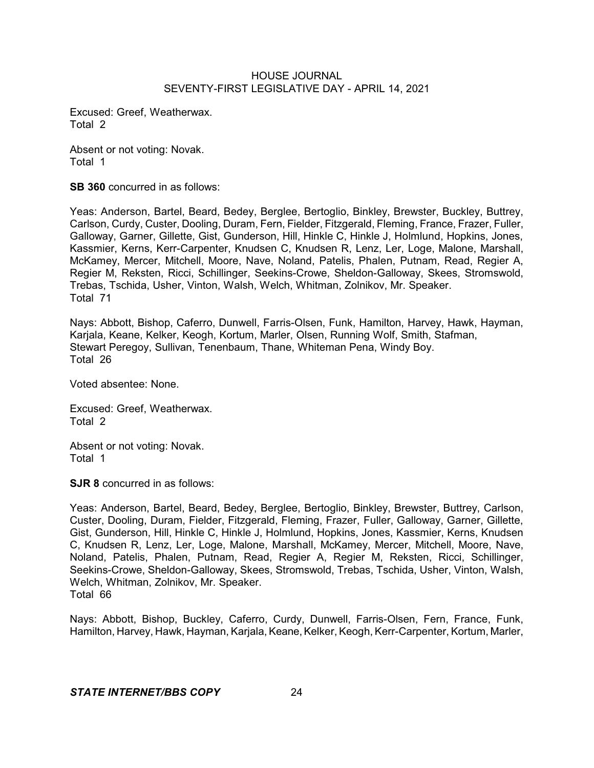Excused: Greef, Weatherwax.
Total 2

Absent or not voting: Novak.
Total 1

**SB 360** concurred in as follows:

Yeas: Anderson, Bartel, Beard, Bedey, Berglee, Bertoglio, Binkley, Brewster, Buckley, Buttrey, Carlson, Curdy, Custer, Dooling, Duram, Fern, Fielder, Fitzgerald, Fleming, France, Frazer, Fuller, Galloway, Garner, Gillette, Gist, Gunderson, Hill, Hinkle C, Hinkle J, Holmlund, Hopkins, Jones, Kassmier, Kerns, Kerr-Carpenter, Knudsen C, Knudsen R, Lenz, Ler, Loge, Malone, Marshall, McKamey, Mercer, Mitchell, Moore, Nave, Noland, Patelis, Phalen, Putnam, Read, Regier A, Regier M, Reksten, Ricci, Schillinger, Seekins-Crowe, Sheldon-Galloway, Skees, Stromswold, Trebas, Tschida, Usher, Vinton, Walsh, Welch, Whitman, Zolnikov, Mr. Speaker.
Total 71

Nays: Abbott, Bishop, Caferro, Dunwell, Farris-Olsen, Funk, Hamilton, Harvey, Hawk, Hayman, Karjala, Keane, Kelker, Keogh, Kortum, Marler, Olsen, Running Wolf, Smith, Stafman, Stewart Peregoy, Sullivan, Tenenbaum, Thane, Whiteman Pena, Windy Boy.
Total 26

Voted absentee: None.

Excused: Greef, Weatherwax.
Total 2

Absent or not voting: Novak.
Total 1

**SJR 8** concurred in as follows:

Yeas: Anderson, Bartel, Beard, Bedey, Berglee, Bertoglio, Binkley, Brewster, Buttrey, Carlson, Custer, Dooling, Duram, Fielder, Fitzgerald, Fleming, Frazer, Fuller, Galloway, Garner, Gillette, Gist, Gunderson, Hill, Hinkle C, Hinkle J, Holmlund, Hopkins, Jones, Kassmier, Kerns, Knudsen C, Knudsen R, Lenz, Ler, Loge, Malone, Marshall, McKamey, Mercer, Mitchell, Moore, Nave, Noland, Patelis, Phalen, Putnam, Read, Regier A, Regier M, Reksten, Ricci, Schillinger, Seekins-Crowe, Sheldon-Galloway, Skees, Stromswold, Trebas, Tschida, Usher, Vinton, Walsh, Welch, Whitman, Zolnikov, Mr. Speaker.
Total 66

Nays: Abbott, Bishop, Buckley, Caferro, Curdy, Dunwell, Farris-Olsen, Fern, France, Funk, Hamilton, Harvey, Hawk, Hayman, Karjala, Keane, Kelker, Keogh, Kerr-Carpenter, Kortum, Marler,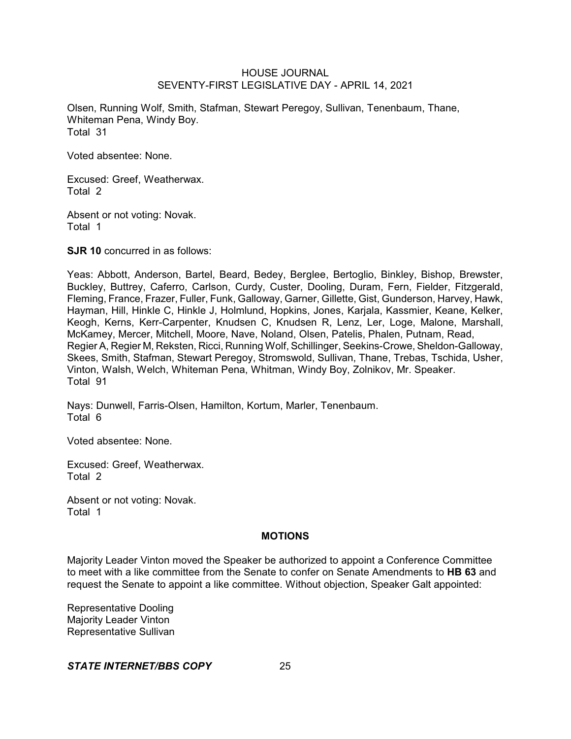Olsen, Running Wolf, Smith, Stafman, Stewart Peregoy, Sullivan, Tenenbaum, Thane, Whiteman Pena, Windy Boy.
Total 31

Voted absentee: None.

Excused: Greef, Weatherwax.
Total 2

Absent or not voting: Novak.
Total 1

**SJR 10** concurred in as follows:

Yeas: Abbott, Anderson, Bartel, Beard, Bedey, Berglee, Bertoglio, Binkley, Bishop, Brewster, Buckley, Buttrey, Caferro, Carlson, Curdy, Custer, Dooling, Duram, Fern, Fielder, Fitzgerald, Fleming, France, Frazer, Fuller, Funk, Galloway, Garner, Gillette, Gist, Gunderson, Harvey, Hawk, Hayman, Hill, Hinkle C, Hinkle J, Holmlund, Hopkins, Jones, Karjala, Kassmier, Keane, Kelker, Keogh, Kerns, Kerr-Carpenter, Knudsen C, Knudsen R, Lenz, Ler, Loge, Malone, Marshall, McKamey, Mercer, Mitchell, Moore, Nave, Noland, Olsen, Patelis, Phalen, Putnam, Read, Regier A, Regier M, Reksten, Ricci, Running Wolf, Schillinger, Seekins-Crowe, Sheldon-Galloway, Skees, Smith, Stafman, Stewart Peregoy, Stromswold, Sullivan, Thane, Trebas, Tschida, Usher, Vinton, Walsh, Welch, Whiteman Pena, Whitman, Windy Boy, Zolnikov, Mr. Speaker.
Total 91

Nays: Dunwell, Farris-Olsen, Hamilton, Kortum, Marler, Tenenbaum.
Total 6

Voted absentee: None.

Excused: Greef, Weatherwax.
Total 2

Absent or not voting: Novak.
Total 1

## MOTIONS

Majority Leader Vinton moved the Speaker be authorized to appoint a Conference Committee to meet with a like committee from the Senate to confer on Senate Amendments to **HB 63** and request the Senate to appoint a like committee. Without objection, Speaker Galt appointed:

Representative Dooling
Majority Leader Vinton
Representative Sullivan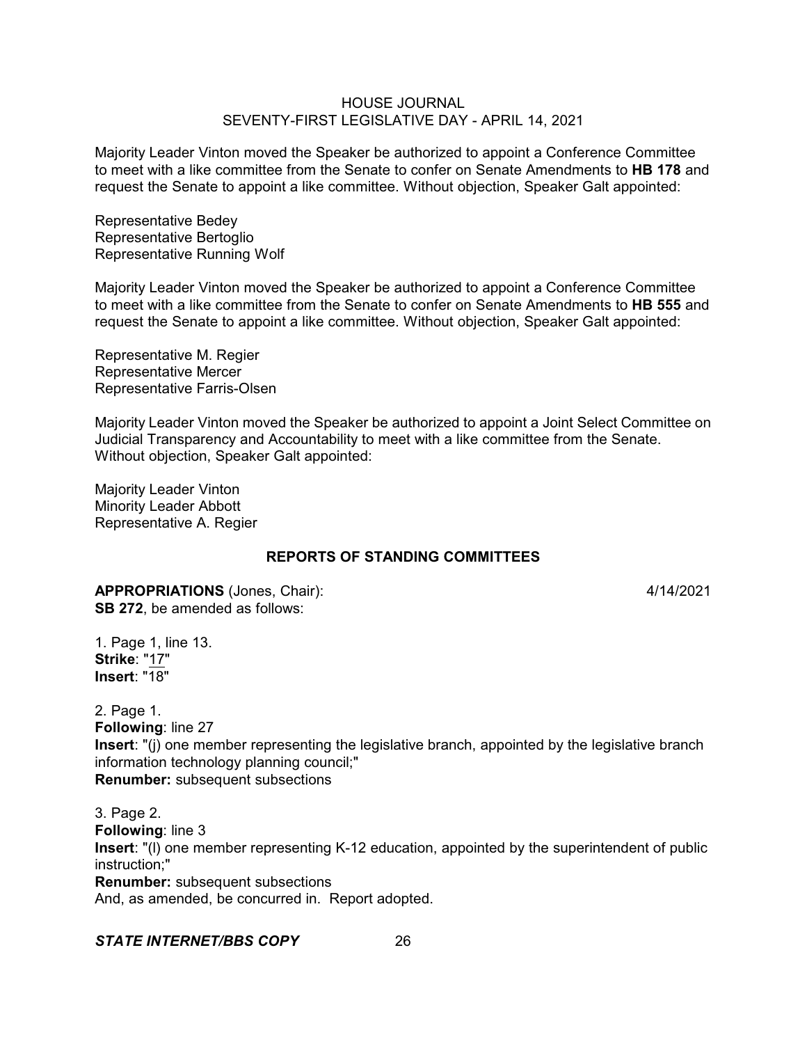Majority Leader Vinton moved the Speaker be authorized to appoint a Conference Committee to meet with a like committee from the Senate to confer on Senate Amendments to **HB 178** and request the Senate to appoint a like committee. Without objection, Speaker Galt appointed:

Representative Bedey
Representative Bertoglio
Representative Running Wolf

Majority Leader Vinton moved the Speaker be authorized to appoint a Conference Committee to meet with a like committee from the Senate to confer on Senate Amendments to **HB 555** and request the Senate to appoint a like committee. Without objection, Speaker Galt appointed:

Representative M. Regier
Representative Mercer
Representative Farris-Olsen

Majority Leader Vinton moved the Speaker be authorized to appoint a Joint Select Committee on Judicial Transparency and Accountability to meet with a like committee from the Senate. Without objection, Speaker Galt appointed:

Majority Leader Vinton
Minority Leader Abbott
Representative A. Regier

## REPORTS OF STANDING COMMITTEES

**APPROPRIATIONS** (Jones, Chair): 4/14/2021
**SB 272**, be amended as follows:

1. Page 1, line 13.
**Strike**: "17"
**Insert**: "18"

2. Page 1.
**Following**: line 27
**Insert**: "(j) one member representing the legislative branch, appointed by the legislative branch information technology planning council;"
**Renumber:** subsequent subsections

3. Page 2.
**Following**: line 3
**Insert**: "(l) one member representing K-12 education, appointed by the superintendent of public instruction;"
**Renumber:** subsequent subsections
And, as amended, be concurred in. Report adopted.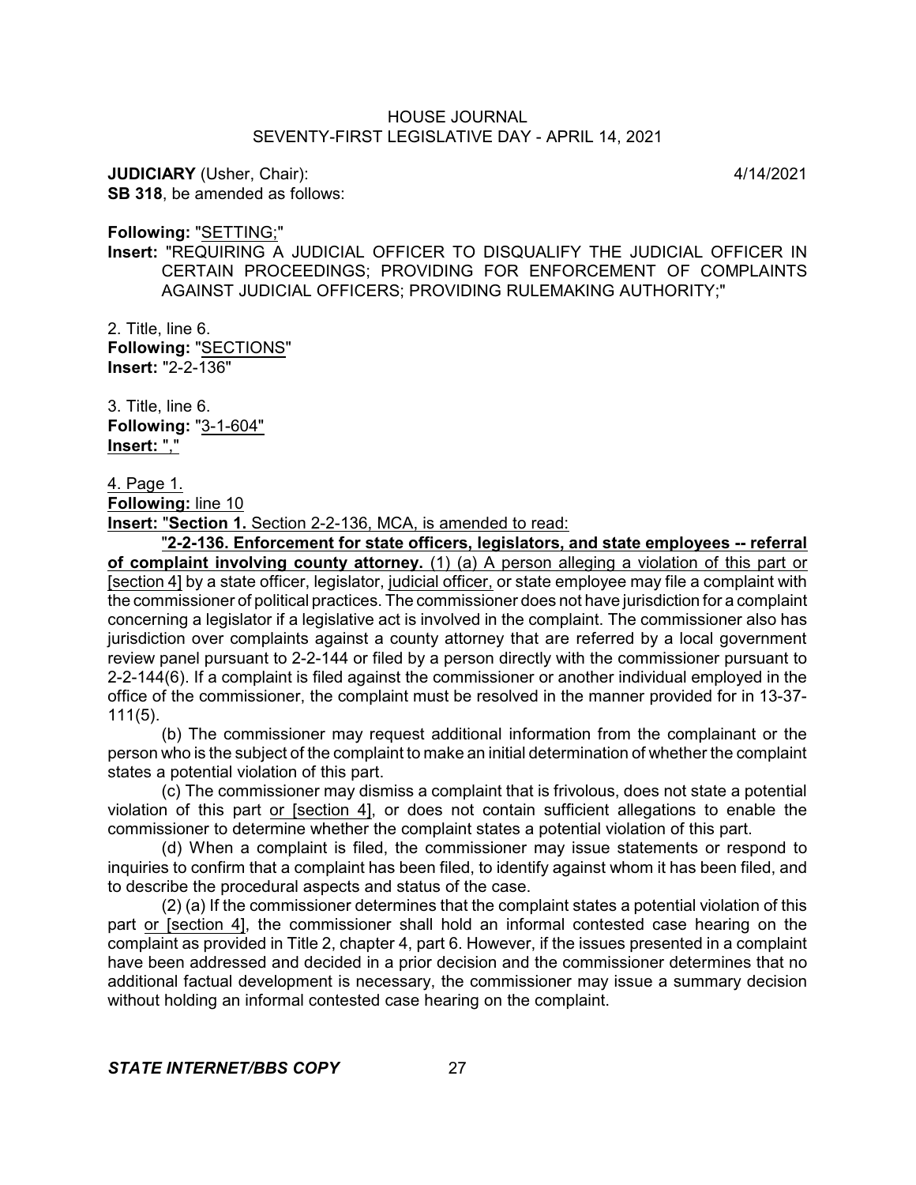**JUDICIARY** (Usher, Chair): 4/14/2021

**SB 318**, be amended as follows:

**Following:** "SETTING;"

**Insert:** "REQUIRING A JUDICIAL OFFICER TO DISQUALIFY THE JUDICIAL OFFICER IN CERTAIN PROCEEDINGS; PROVIDING FOR ENFORCEMENT OF COMPLAINTS AGAINST JUDICIAL OFFICERS; PROVIDING RULEMAKING AUTHORITY;"

2. Title, line 6.
**Following:** "SECTIONS"
**Insert:** "2-2-136"

3. Title, line 6.
**Following:** "3-1-604"
**Insert:** ","

4. Page 1.
**Following:** line 10
**Insert:** "**Section 1.** Section 2-2-136, MCA, is amended to read:

"**2-2-136. Enforcement for state officers, legislators, and state employees -- referral of complaint involving county attorney.** (1) (a) A person alleging a violation of this part or [section 4] by a state officer, legislator, judicial officer, or state employee may file a complaint with the commissioner of political practices. The commissioner does not have jurisdiction for a complaint concerning a legislator if a legislative act is involved in the complaint. The commissioner also has jurisdiction over complaints against a county attorney that are referred by a local government review panel pursuant to 2-2-144 or filed by a person directly with the commissioner pursuant to 2-2-144(6). If a complaint is filed against the commissioner or another individual employed in the office of the commissioner, the complaint must be resolved in the manner provided for in 13-37-111(5).

(b) The commissioner may request additional information from the complainant or the person who is the subject of the complaint to make an initial determination of whether the complaint states a potential violation of this part.

(c) The commissioner may dismiss a complaint that is frivolous, does not state a potential violation of this part or [section 4], or does not contain sufficient allegations to enable the commissioner to determine whether the complaint states a potential violation of this part.

(d) When a complaint is filed, the commissioner may issue statements or respond to inquiries to confirm that a complaint has been filed, to identify against whom it has been filed, and to describe the procedural aspects and status of the case.

(2) (a) If the commissioner determines that the complaint states a potential violation of this part or [section 4], the commissioner shall hold an informal contested case hearing on the complaint as provided in Title 2, chapter 4, part 6. However, if the issues presented in a complaint have been addressed and decided in a prior decision and the commissioner determines that no additional factual development is necessary, the commissioner may issue a summary decision without holding an informal contested case hearing on the complaint.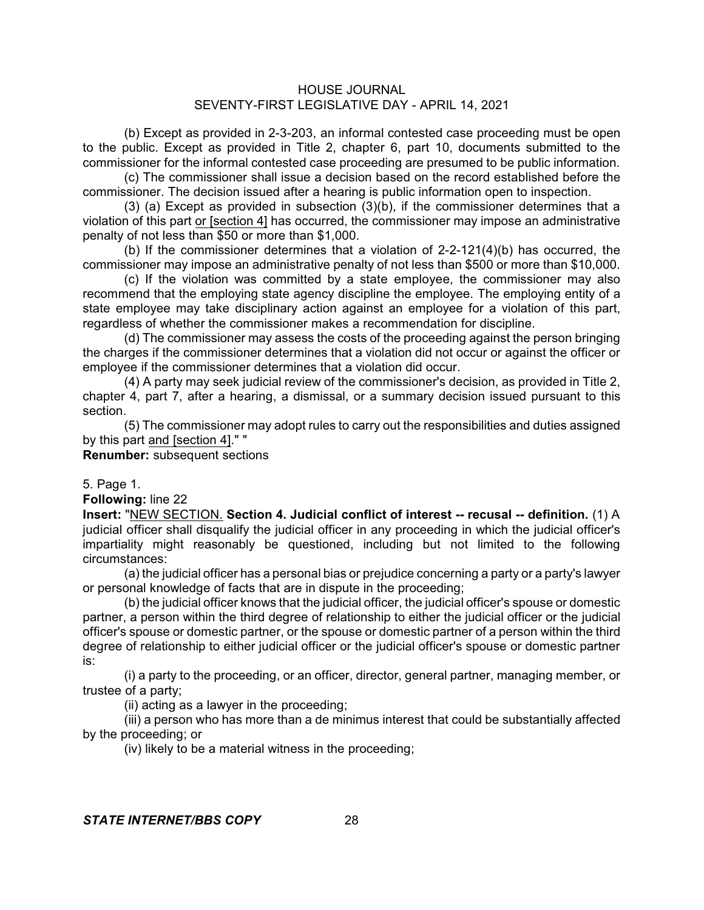(b) Except as provided in 2-3-203, an informal contested case proceeding must be open to the public. Except as provided in Title 2, chapter 6, part 10, documents submitted to the commissioner for the informal contested case proceeding are presumed to be public information.

(c) The commissioner shall issue a decision based on the record established before the commissioner. The decision issued after a hearing is public information open to inspection.

(3) (a) Except as provided in subsection (3)(b), if the commissioner determines that a violation of this part <u>or [section 4]</u> has occurred, the commissioner may impose an administrative penalty of not less than $50 or more than $1,000.

(b) If the commissioner determines that a violation of 2-2-121(4)(b) has occurred, the commissioner may impose an administrative penalty of not less than $500 or more than $10,000.

(c) If the violation was committed by a state employee, the commissioner may also recommend that the employing state agency discipline the employee. The employing entity of a state employee may take disciplinary action against an employee for a violation of this part, regardless of whether the commissioner makes a recommendation for discipline.

(d) The commissioner may assess the costs of the proceeding against the person bringing the charges if the commissioner determines that a violation did not occur or against the officer or employee if the commissioner determines that a violation did occur.

(4) A party may seek judicial review of the commissioner's decision, as provided in Title 2, chapter 4, part 7, after a hearing, a dismissal, or a summary decision issued pursuant to this section.

(5) The commissioner may adopt rules to carry out the responsibilities and duties assigned by this part <u>and [section 4]</u>." "

**Renumber:** subsequent sections

5. Page 1.

**Following:** line 22

**Insert:** "<u>NEW SECTION.</u> **Section 4. Judicial conflict of interest -- recusal -- definition.** (1) A judicial officer shall disqualify the judicial officer in any proceeding in which the judicial officer's impartiality might reasonably be questioned, including but not limited to the following circumstances:

(a) the judicial officer has a personal bias or prejudice concerning a party or a party's lawyer or personal knowledge of facts that are in dispute in the proceeding;

(b) the judicial officer knows that the judicial officer, the judicial officer's spouse or domestic partner, a person within the third degree of relationship to either the judicial officer or the judicial officer's spouse or domestic partner, or the spouse or domestic partner of a person within the third degree of relationship to either judicial officer or the judicial officer's spouse or domestic partner is:

(i) a party to the proceeding, or an officer, director, general partner, managing member, or trustee of a party;

(ii) acting as a lawyer in the proceeding;

(iii) a person who has more than a de minimus interest that could be substantially affected by the proceeding; or

(iv) likely to be a material witness in the proceeding;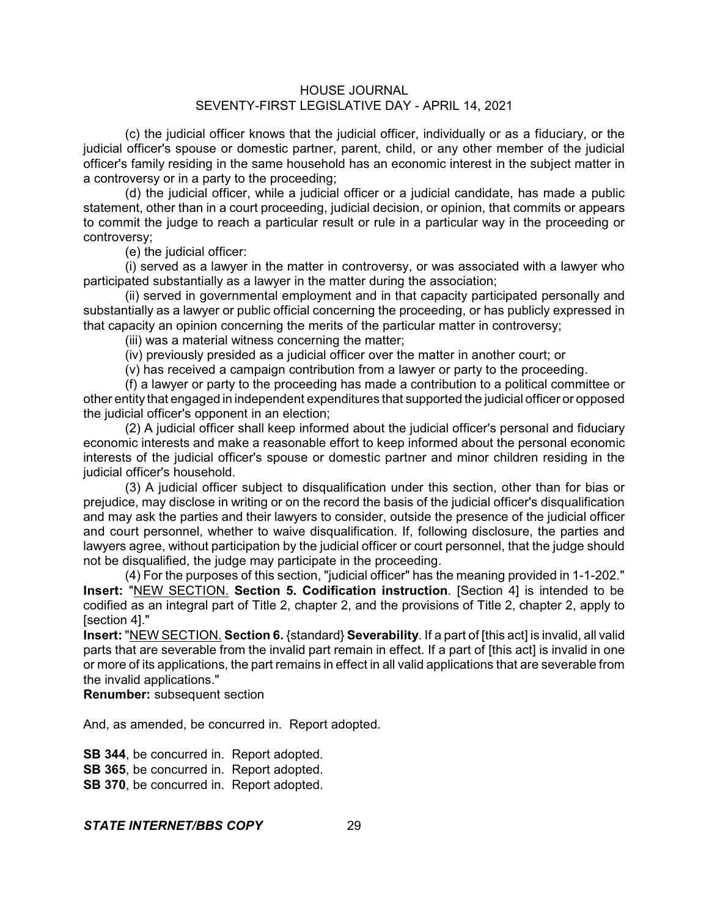(c) the judicial officer knows that the judicial officer, individually or as a fiduciary, or the judicial officer's spouse or domestic partner, parent, child, or any other member of the judicial officer's family residing in the same household has an economic interest in the subject matter in a controversy or in a party to the proceeding;

(d) the judicial officer, while a judicial officer or a judicial candidate, has made a public statement, other than in a court proceeding, judicial decision, or opinion, that commits or appears to commit the judge to reach a particular result or rule in a particular way in the proceeding or controversy;

(e) the judicial officer:

(i) served as a lawyer in the matter in controversy, or was associated with a lawyer who participated substantially as a lawyer in the matter during the association;

(ii) served in governmental employment and in that capacity participated personally and substantially as a lawyer or public official concerning the proceeding, or has publicly expressed in that capacity an opinion concerning the merits of the particular matter in controversy;

(iii) was a material witness concerning the matter;

(iv) previously presided as a judicial officer over the matter in another court; or

(v) has received a campaign contribution from a lawyer or party to the proceeding.

(f) a lawyer or party to the proceeding has made a contribution to a political committee or other entity that engaged in independent expenditures that supported the judicial officer or opposed the judicial officer's opponent in an election;

(2) A judicial officer shall keep informed about the judicial officer's personal and fiduciary economic interests and make a reasonable effort to keep informed about the personal economic interests of the judicial officer's spouse or domestic partner and minor children residing in the judicial officer's household.

(3) A judicial officer subject to disqualification under this section, other than for bias or prejudice, may disclose in writing or on the record the basis of the judicial officer's disqualification and may ask the parties and their lawyers to consider, outside the presence of the judicial officer and court personnel, whether to waive disqualification. If, following disclosure, the parties and lawyers agree, without participation by the judicial officer or court personnel, that the judge should not be disqualified, the judge may participate in the proceeding.

(4) For the purposes of this section, "judicial officer" has the meaning provided in 1-1-202."

**Insert:** "NEW SECTION. **Section 5. Codification instruction**. [Section 4] is intended to be codified as an integral part of Title 2, chapter 2, and the provisions of Title 2, chapter 2, apply to [section 4]."

**Insert:** "NEW SECTION. **Section 6.** {standard} **Severability**. If a part of [this act] is invalid, all valid parts that are severable from the invalid part remain in effect. If a part of [this act] is invalid in one or more of its applications, the part remains in effect in all valid applications that are severable from the invalid applications."

**Renumber:** subsequent section

And, as amended, be concurred in. Report adopted.

**SB 344**, be concurred in. Report adopted.
**SB 365**, be concurred in. Report adopted.
**SB 370**, be concurred in. Report adopted.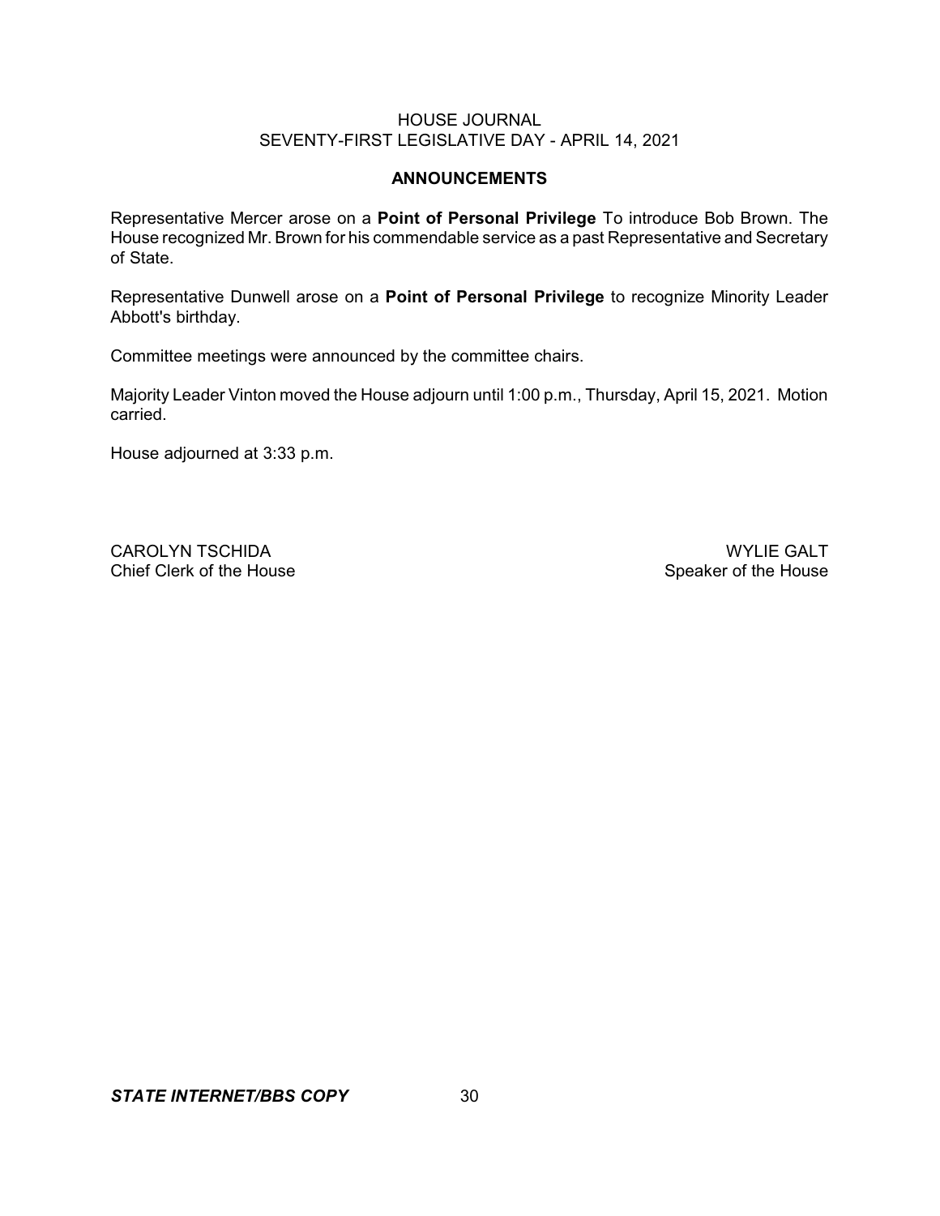HOUSE JOURNAL
SEVENTY-FIRST LEGISLATIVE DAY - APRIL 14, 2021

## ANNOUNCEMENTS

Representative Mercer arose on a **Point of Personal Privilege** To introduce Bob Brown. The House recognized Mr. Brown for his commendable service as a past Representative and Secretary of State.

Representative Dunwell arose on a **Point of Personal Privilege** to recognize Minority Leader Abbott's birthday.

Committee meetings were announced by the committee chairs.

Majority Leader Vinton moved the House adjourn until 1:00 p.m., Thursday, April 15, 2021. Motion carried.

House adjourned at 3:33 p.m.

CAROLYN TSCHIDA
Chief Clerk of the House

WYLIE GALT
Speaker of the House